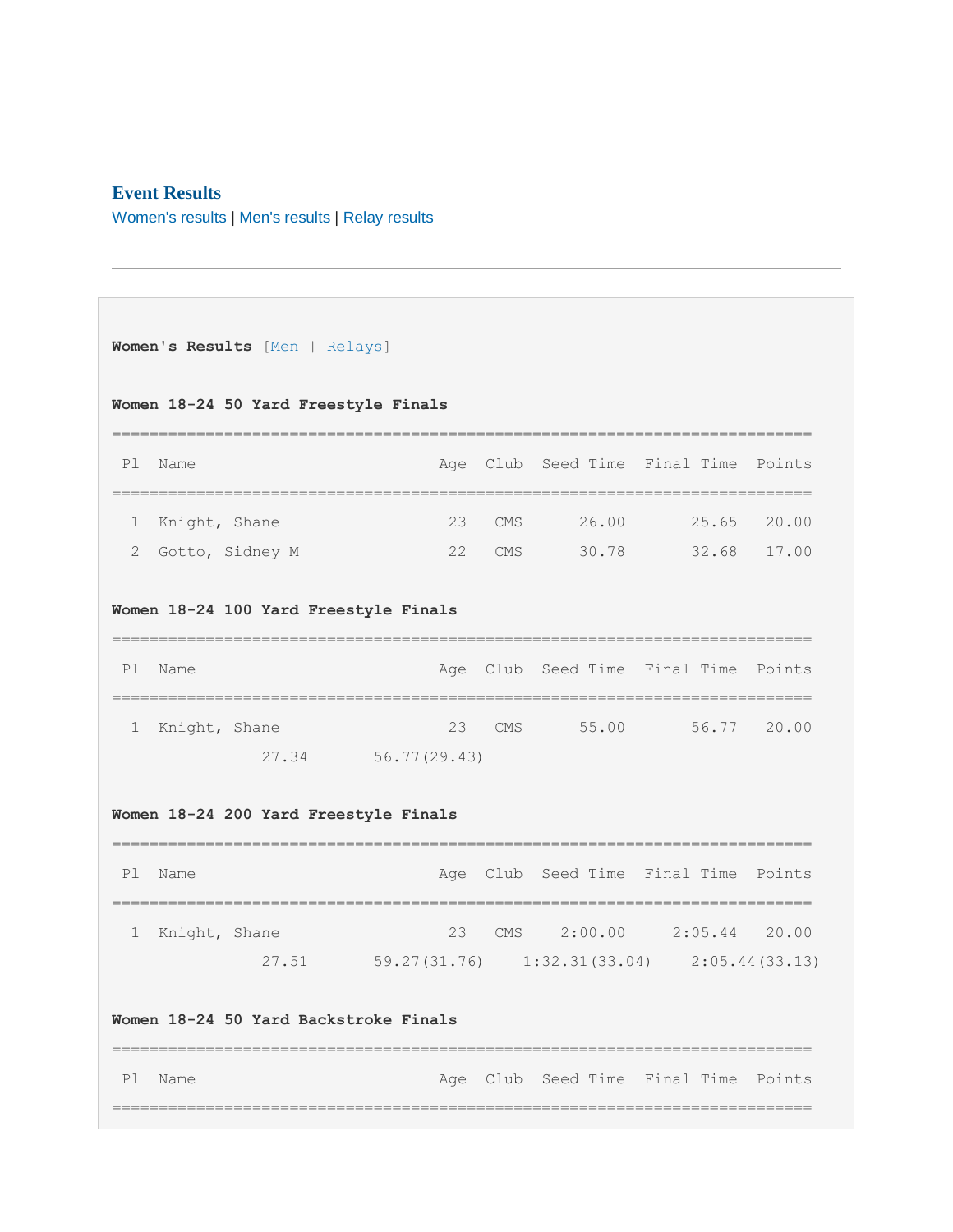## Event Results

Women's results | Men's results | Relay results

---

**Women's Results** [Men | Relays]

**Women 18-24 50 Yard Freestyle Finals**

```
===============================================================================
 Pl  Name                           Age  Club  Seed Time  Final Time  Points
===============================================================================
  1  Knight, Shane                   23   CMS      26.00       25.65   20.00
  2  Gotto, Sidney M                 22   CMS      30.78       32.68   17.00
```

**Women 18-24 100 Yard Freestyle Finals**

```
===============================================================================
 Pl  Name                           Age  Club  Seed Time  Final Time  Points
===============================================================================
  1  Knight, Shane                   23   CMS      55.00       56.77   20.00
                27.34       56.77(29.43)
```

**Women 18-24 200 Yard Freestyle Finals**

```
===============================================================================
 Pl  Name                           Age  Club  Seed Time  Final Time  Points
===============================================================================
  1  Knight, Shane                   23   CMS    2:00.00     2:05.44   20.00
                27.51       59.27(31.76)    1:32.31(33.04)     2:05.44(33.13)
```

**Women 18-24 50 Yard Backstroke Finals**

```
===============================================================================
 Pl  Name                           Age  Club  Seed Time  Final Time  Points
===============================================================================
```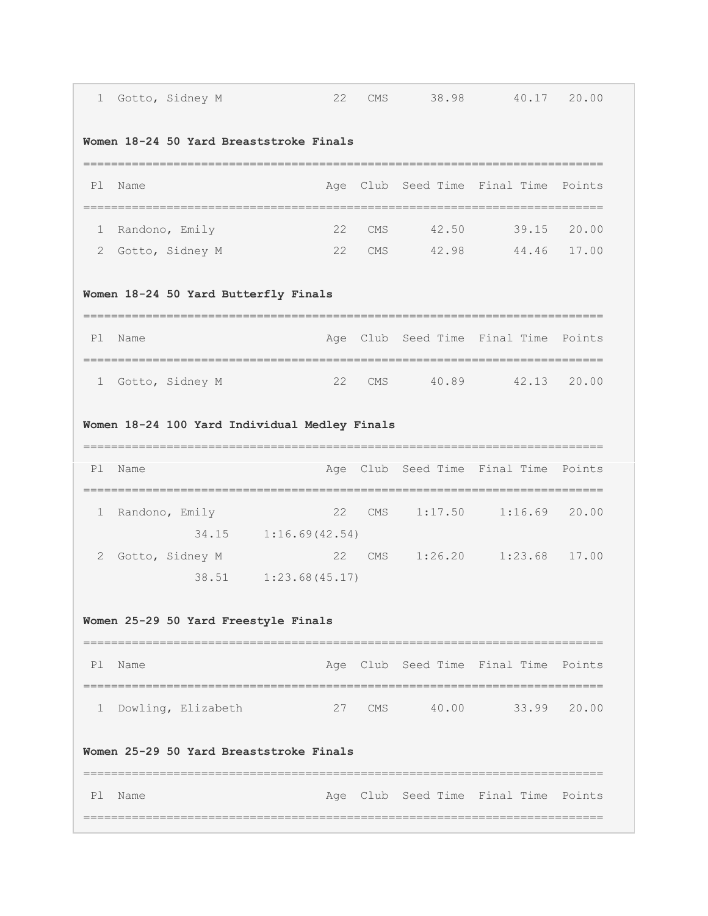```
  1  Gotto, Sidney M              22   CMS      38.98       40.17   20.00
```

**Women 18-24 50 Yard Breaststroke Finals**

```
===============================================================================
 Pl  Name                        Age  Club  Seed Time  Final Time  Points
===============================================================================
  1  Randono, Emily               22   CMS      42.50       39.15   20.00
  2  Gotto, Sidney M              22   CMS      42.98       44.46   17.00
```

**Women 18-24 50 Yard Butterfly Finals**

```
===============================================================================
 Pl  Name                        Age  Club  Seed Time  Final Time  Points
===============================================================================
  1  Gotto, Sidney M              22   CMS      40.89       42.13   20.00
```

**Women 18-24 100 Yard Individual Medley Finals**

```
===============================================================================
 Pl  Name                        Age  Club  Seed Time  Final Time  Points
===============================================================================
  1  Randono, Emily               22   CMS    1:17.50     1:16.69   20.00
                34.15     1:16.69(42.54)
  2  Gotto, Sidney M              22   CMS    1:26.20     1:23.68   17.00
                38.51     1:23.68(45.17)
```

**Women 25-29 50 Yard Freestyle Finals**

```
===============================================================================
 Pl  Name                        Age  Club  Seed Time  Final Time  Points
===============================================================================
  1  Dowling, Elizabeth           27   CMS      40.00       33.99   20.00
```

**Women 25-29 50 Yard Breaststroke Finals**

```
===============================================================================
 Pl  Name                        Age  Club  Seed Time  Final Time  Points
===============================================================================
```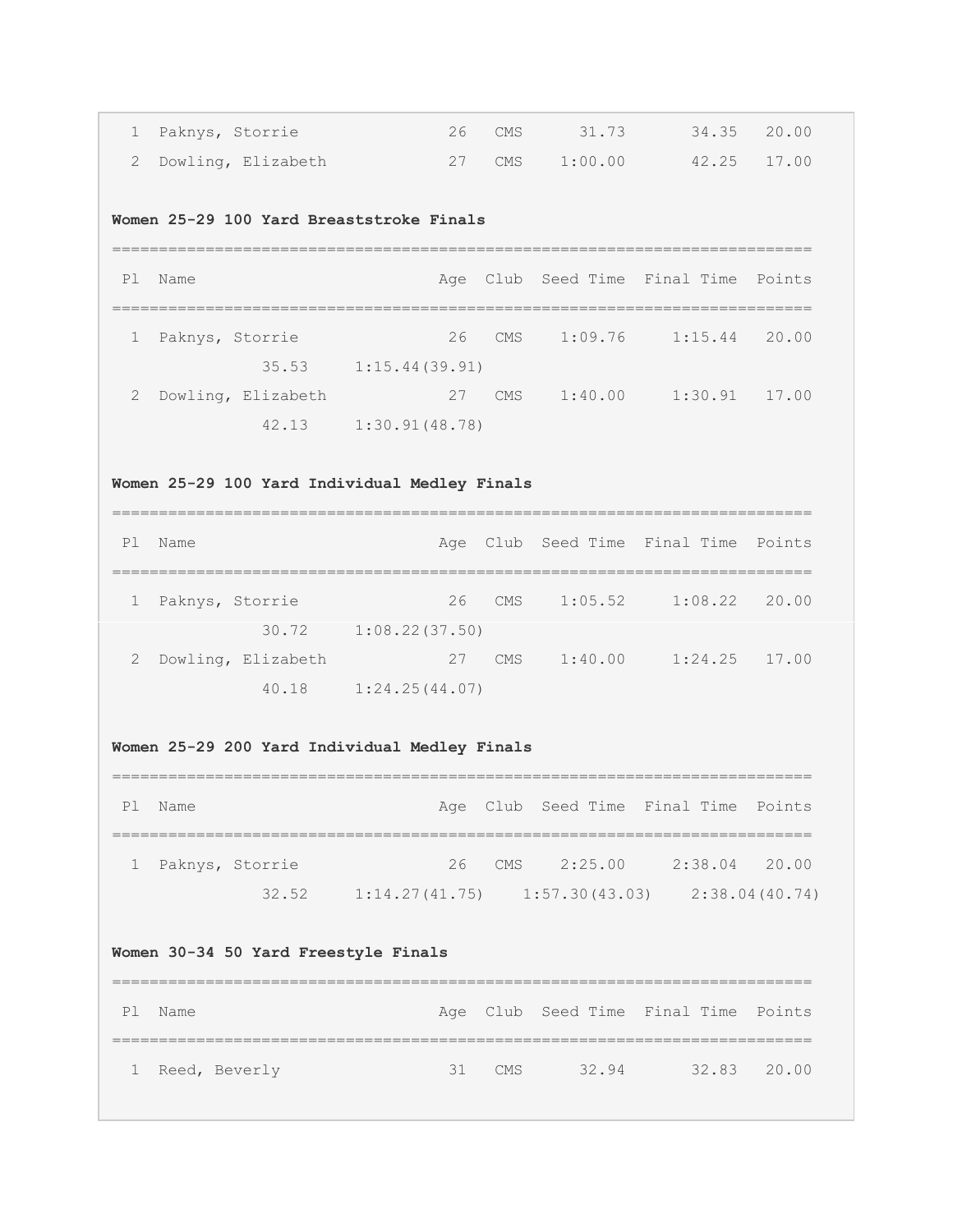| Pl | Name | Age | Club | Seed Time | Final Time | Points |
|---|---|---|---|---|---|---|
| 1 | Paknys, Storrie | 26 | CMS | 31.73 | 34.35 | 20.00 |
| 2 | Dowling, Elizabeth | 27 | CMS | 1:00.00 | 42.25 | 17.00 |

**Women 25-29 100 Yard Breaststroke Finals**

| Pl | Name | Age | Club | Seed Time | Final Time | Points |
|---|---|---|---|---|---|---|
| 1 | Paknys, Storrie | 26 | CMS | 1:09.76 | 1:15.44 | 20.00 |
| | 35.53 1:15.44(39.91) | | | | | |
| 2 | Dowling, Elizabeth | 27 | CMS | 1:40.00 | 1:30.91 | 17.00 |
| | 42.13 1:30.91(48.78) | | | | | |

**Women 25-29 100 Yard Individual Medley Finals**

| Pl | Name | Age | Club | Seed Time | Final Time | Points |
|---|---|---|---|---|---|---|
| 1 | Paknys, Storrie | 26 | CMS | 1:05.52 | 1:08.22 | 20.00 |
| | 30.72 1:08.22(37.50) | | | | | |
| 2 | Dowling, Elizabeth | 27 | CMS | 1:40.00 | 1:24.25 | 17.00 |
| | 40.18 1:24.25(44.07) | | | | | |

**Women 25-29 200 Yard Individual Medley Finals**

| Pl | Name | Age | Club | Seed Time | Final Time | Points |
|---|---|---|---|---|---|---|
| 1 | Paknys, Storrie | 26 | CMS | 2:25.00 | 2:38.04 | 20.00 |
| | 32.52 1:14.27(41.75) 1:57.30(43.03) 2:38.04(40.74) | | | | | |

**Women 30-34 50 Yard Freestyle Finals**

| Pl | Name | Age | Club | Seed Time | Final Time | Points |
|---|---|---|---|---|---|---|
| 1 | Reed, Beverly | 31 | CMS | 32.94 | 32.83 | 20.00 |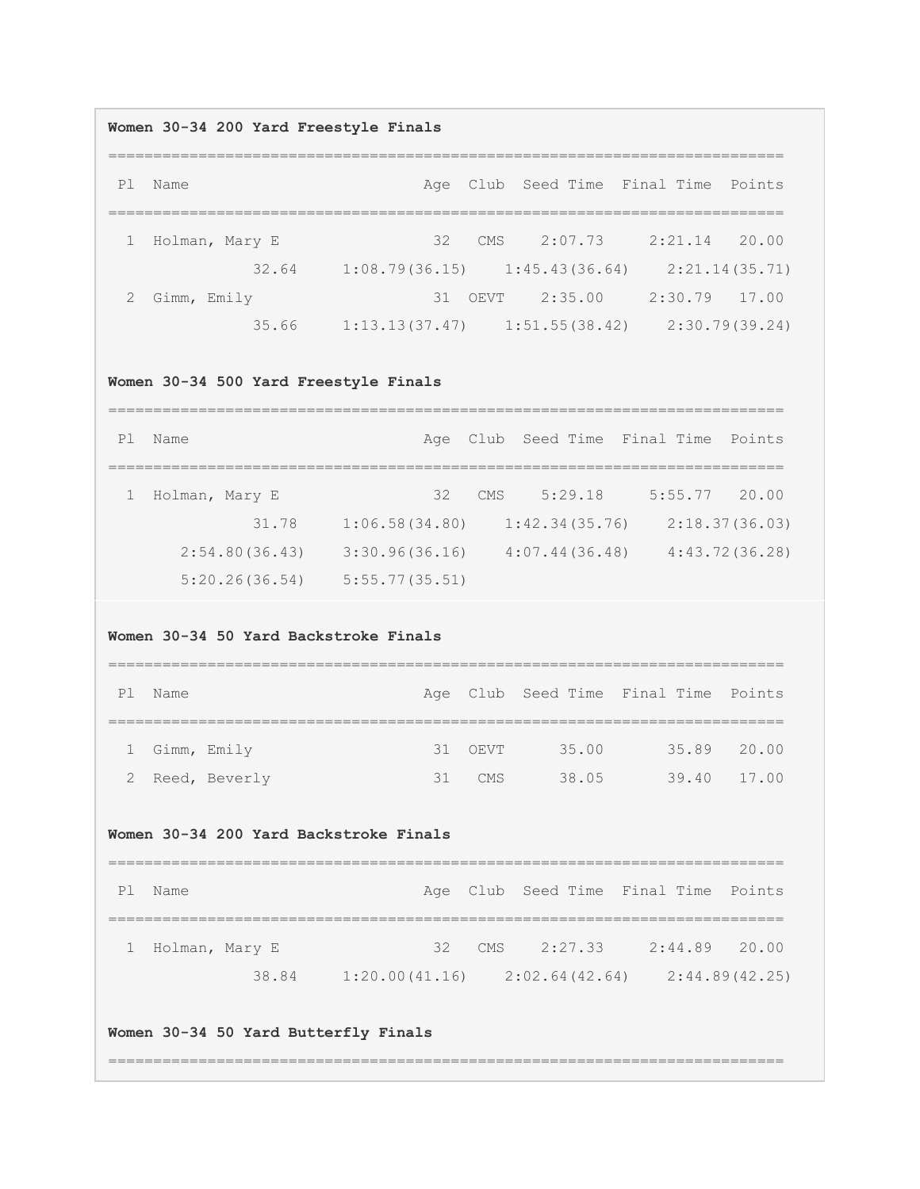**Women 30-34 200 Yard Freestyle Finals**

```
===============================================================================
 Pl  Name                         Age  Club  Seed Time  Final Time  Points
===============================================================================
  1  Holman, Mary E                32   CMS    2:07.73     2:21.14   20.00
              32.64     1:08.79(36.15)    1:45.43(36.64)    2:21.14(35.71)
  2  Gimm, Emily                   31  OEVT    2:35.00     2:30.79   17.00
              35.66     1:13.13(37.47)    1:51.55(38.42)    2:30.79(39.24)
```

**Women 30-34 500 Yard Freestyle Finals**

```
===============================================================================
 Pl  Name                         Age  Club  Seed Time  Final Time  Points
===============================================================================
  1  Holman, Mary E                32   CMS    5:29.18     5:55.77   20.00
              31.78     1:06.58(34.80)    1:42.34(35.76)    2:18.37(36.03)
        2:54.80(36.43)    3:30.96(36.16)    4:07.44(36.48)    4:43.72(36.28)
        5:20.26(36.54)    5:55.77(35.51)
```

**Women 30-34 50 Yard Backstroke Finals**

```
===============================================================================
 Pl  Name                         Age  Club  Seed Time  Final Time  Points
===============================================================================
  1  Gimm, Emily                   31  OEVT      35.00       35.89   20.00
  2  Reed, Beverly                 31   CMS      38.05       39.40   17.00
```

**Women 30-34 200 Yard Backstroke Finals**

```
===============================================================================
 Pl  Name                         Age  Club  Seed Time  Final Time  Points
===============================================================================
  1  Holman, Mary E                32   CMS    2:27.33     2:44.89   20.00
              38.84     1:20.00(41.16)    2:02.64(42.64)    2:44.89(42.25)
```

**Women 30-34 50 Yard Butterfly Finals**

```
===============================================================================
```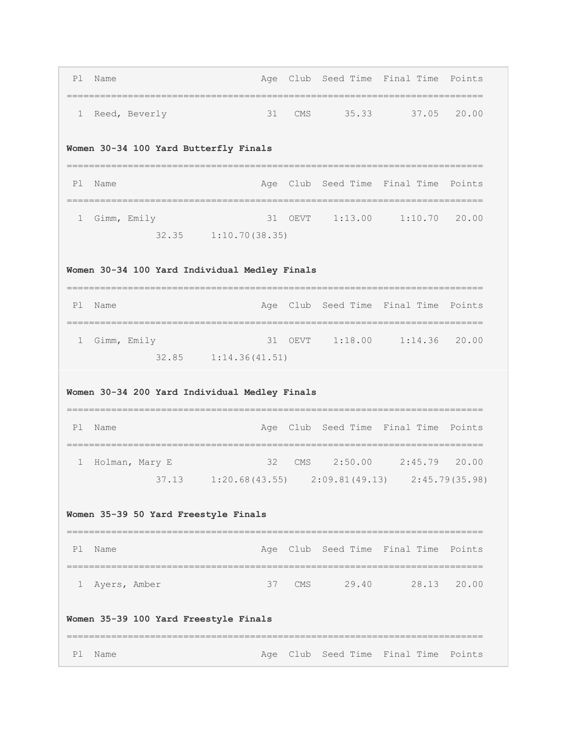| Pl | Name | Age | Club | Seed Time | Final Time | Points |
|---|---|---|---|---|---|---|
| 1 | Reed, Beverly | 31 | CMS | 35.33 | 37.05 | 20.00 |

**Women 30-34 100 Yard Butterfly Finals**

| Pl | Name | Age | Club | Seed Time | Final Time | Points |
|---|---|---|---|---|---|---|
| 1 | Gimm, Emily | 31 | OEVT | 1:13.00 | 1:10.70 | 20.00 |
| | 32.35 &nbsp; 1:10.70(38.35) | | | | | |

**Women 30-34 100 Yard Individual Medley Finals**

| Pl | Name | Age | Club | Seed Time | Final Time | Points |
|---|---|---|---|---|---|---|
| 1 | Gimm, Emily | 31 | OEVT | 1:18.00 | 1:14.36 | 20.00 |
| | 32.85 &nbsp; 1:14.36(41.51) | | | | | |

**Women 30-34 200 Yard Individual Medley Finals**

| Pl | Name | Age | Club | Seed Time | Final Time | Points |
|---|---|---|---|---|---|---|
| 1 | Holman, Mary E | 32 | CMS | 2:50.00 | 2:45.79 | 20.00 |
| | 37.13 &nbsp; 1:20.68(43.55) &nbsp; 2:09.81(49.13) &nbsp; 2:45.79(35.98) | | | | | |

**Women 35-39 50 Yard Freestyle Finals**

| Pl | Name | Age | Club | Seed Time | Final Time | Points |
|---|---|---|---|---|---|---|
| 1 | Ayers, Amber | 37 | CMS | 29.40 | 28.13 | 20.00 |

**Women 35-39 100 Yard Freestyle Finals**

| Pl | Name | Age | Club | Seed Time | Final Time | Points |
|---|---|---|---|---|---|---|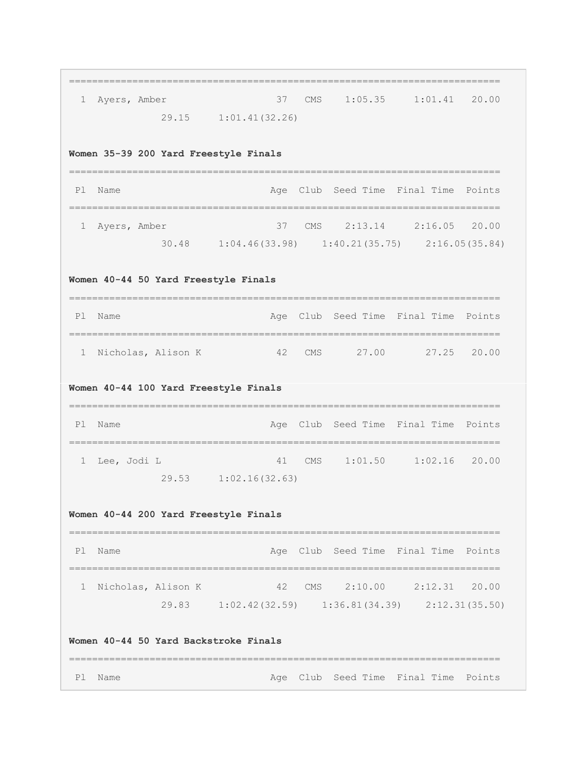```
===============================================================================
  1  Ayers, Amber                  37   CMS    1:05.35     1:01.41   20.00
              29.15     1:01.41(32.26)
```

**Women 35-39 200 Yard Freestyle Finals**

```
===============================================================================
 Pl  Name                         Age  Club  Seed Time  Final Time  Points
===============================================================================
  1  Ayers, Amber                  37   CMS    2:13.14     2:16.05   20.00
              30.48     1:04.46(33.98)    1:40.21(35.75)    2:16.05(35.84)
```

**Women 40-44 50 Yard Freestyle Finals**

```
===============================================================================
 Pl  Name                         Age  Club  Seed Time  Final Time  Points
===============================================================================
  1  Nicholas, Alison K            42   CMS      27.00       27.25   20.00
```

**Women 40-44 100 Yard Freestyle Finals**

```
===============================================================================
 Pl  Name                         Age  Club  Seed Time  Final Time  Points
===============================================================================
  1  Lee, Jodi L                   41   CMS    1:01.50     1:02.16   20.00
              29.53     1:02.16(32.63)
```

**Women 40-44 200 Yard Freestyle Finals**

```
===============================================================================
 Pl  Name                         Age  Club  Seed Time  Final Time  Points
===============================================================================
  1  Nicholas, Alison K            42   CMS    2:10.00     2:12.31   20.00
              29.83     1:02.42(32.59)    1:36.81(34.39)    2:12.31(35.50)
```

**Women 40-44 50 Yard Backstroke Finals**

```
===============================================================================
 Pl  Name                         Age  Club  Seed Time  Final Time  Points
```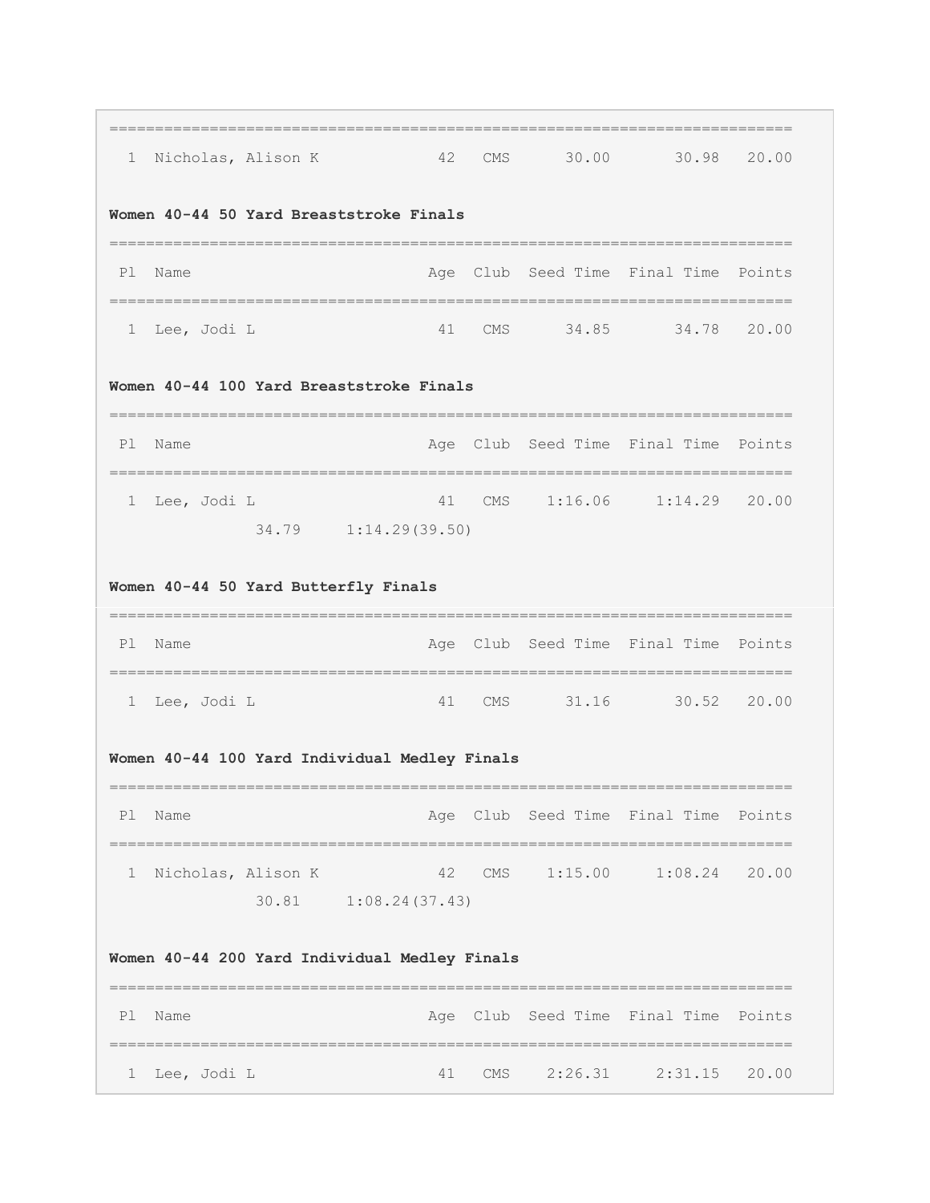| Pl | Name | Age | Club | Seed Time | Final Time | Points |
|---|---|---|---|---|---|---|
| 1 | Nicholas, Alison K | 42 | CMS | 30.00 | 30.98 | 20.00 |

**Women 40-44 50 Yard Breaststroke Finals**

| Pl | Name | Age | Club | Seed Time | Final Time | Points |
|---|---|---|---|---|---|---|
| 1 | Lee, Jodi L | 41 | CMS | 34.85 | 34.78 | 20.00 |

**Women 40-44 100 Yard Breaststroke Finals**

| Pl | Name | Age | Club | Seed Time | Final Time | Points |
|---|---|---|---|---|---|---|
| 1 | Lee, Jodi L | 41 | CMS | 1:16.06 | 1:14.29 | 20.00 |
| | 34.79 1:14.29(39.50) | | | | | |

**Women 40-44 50 Yard Butterfly Finals**

| Pl | Name | Age | Club | Seed Time | Final Time | Points |
|---|---|---|---|---|---|---|
| 1 | Lee, Jodi L | 41 | CMS | 31.16 | 30.52 | 20.00 |

**Women 40-44 100 Yard Individual Medley Finals**

| Pl | Name | Age | Club | Seed Time | Final Time | Points |
|---|---|---|---|---|---|---|
| 1 | Nicholas, Alison K | 42 | CMS | 1:15.00 | 1:08.24 | 20.00 |
| | 30.81 1:08.24(37.43) | | | | | |

**Women 40-44 200 Yard Individual Medley Finals**

| Pl | Name | Age | Club | Seed Time | Final Time | Points |
|---|---|---|---|---|---|---|
| 1 | Lee, Jodi L | 41 | CMS | 2:26.31 | 2:31.15 | 20.00 |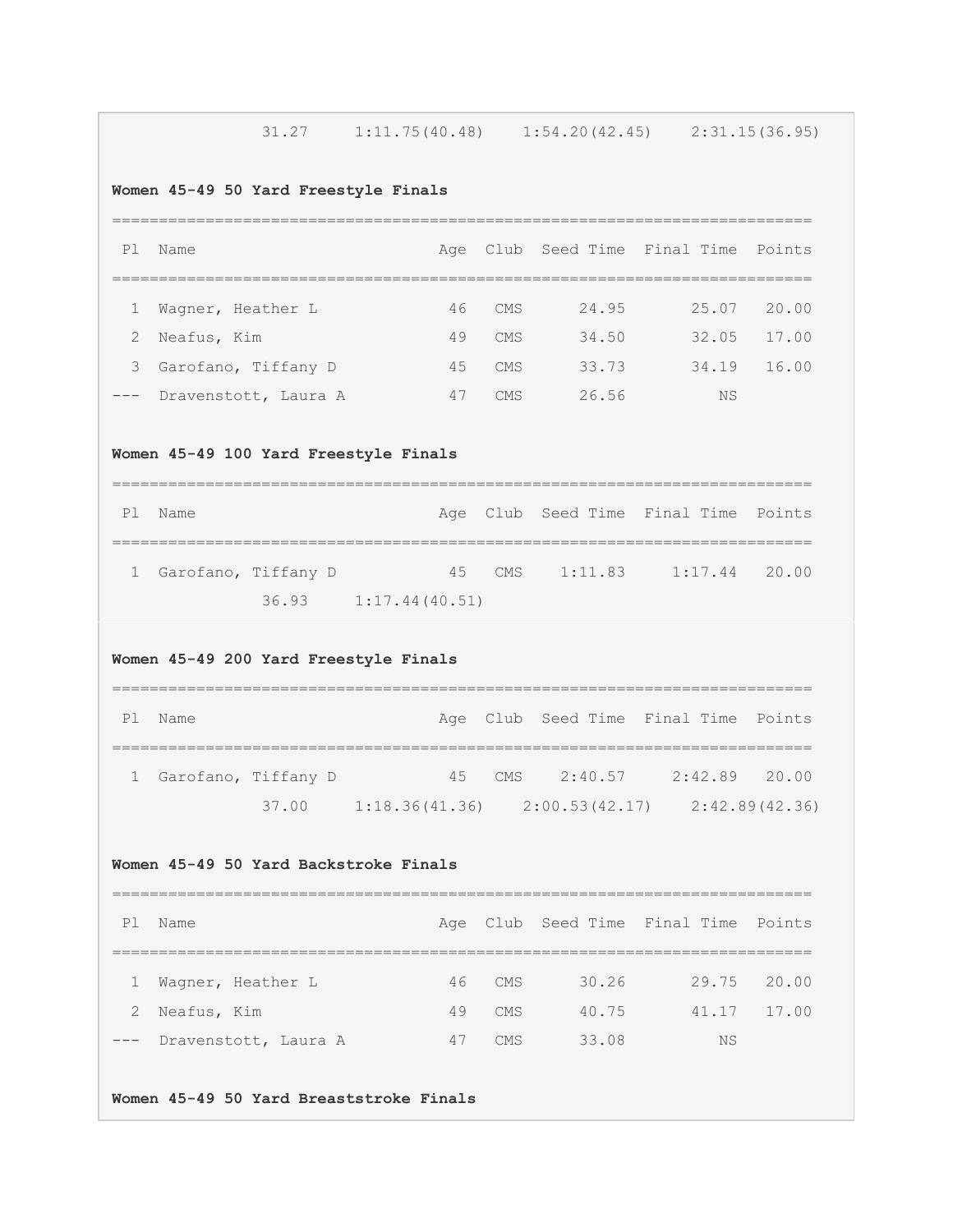31.27     1:11.75(40.48)     1:54.20(42.45)     2:31.15(36.95)

**Women 45-49 50 Yard Freestyle Finals**

| Pl | Name | Age | Club | Seed Time | Final Time | Points |
|---|---|---|---|---|---|---|
| 1 | Wagner, Heather L | 46 | CMS | 24.95 | 25.07 | 20.00 |
| 2 | Neafus, Kim | 49 | CMS | 34.50 | 32.05 | 17.00 |
| 3 | Garofano, Tiffany D | 45 | CMS | 33.73 | 34.19 | 16.00 |
| --- | Dravenstott, Laura A | 47 | CMS | 26.56 | NS | |

**Women 45-49 100 Yard Freestyle Finals**

| Pl | Name | Age | Club | Seed Time | Final Time | Points |
|---|---|---|---|---|---|---|
| 1 | Garofano, Tiffany D | 45 | CMS | 1:11.83 | 1:17.44 | 20.00 |

36.93     1:17.44(40.51)

**Women 45-49 200 Yard Freestyle Finals**

| Pl | Name | Age | Club | Seed Time | Final Time | Points |
|---|---|---|---|---|---|---|
| 1 | Garofano, Tiffany D | 45 | CMS | 2:40.57 | 2:42.89 | 20.00 |

37.00     1:18.36(41.36)     2:00.53(42.17)     2:42.89(42.36)

**Women 45-49 50 Yard Backstroke Finals**

| Pl | Name | Age | Club | Seed Time | Final Time | Points |
|---|---|---|---|---|---|---|
| 1 | Wagner, Heather L | 46 | CMS | 30.26 | 29.75 | 20.00 |
| 2 | Neafus, Kim | 49 | CMS | 40.75 | 41.17 | 17.00 |
| --- | Dravenstott, Laura A | 47 | CMS | 33.08 | NS | |

**Women 45-49 50 Yard Breaststroke Finals**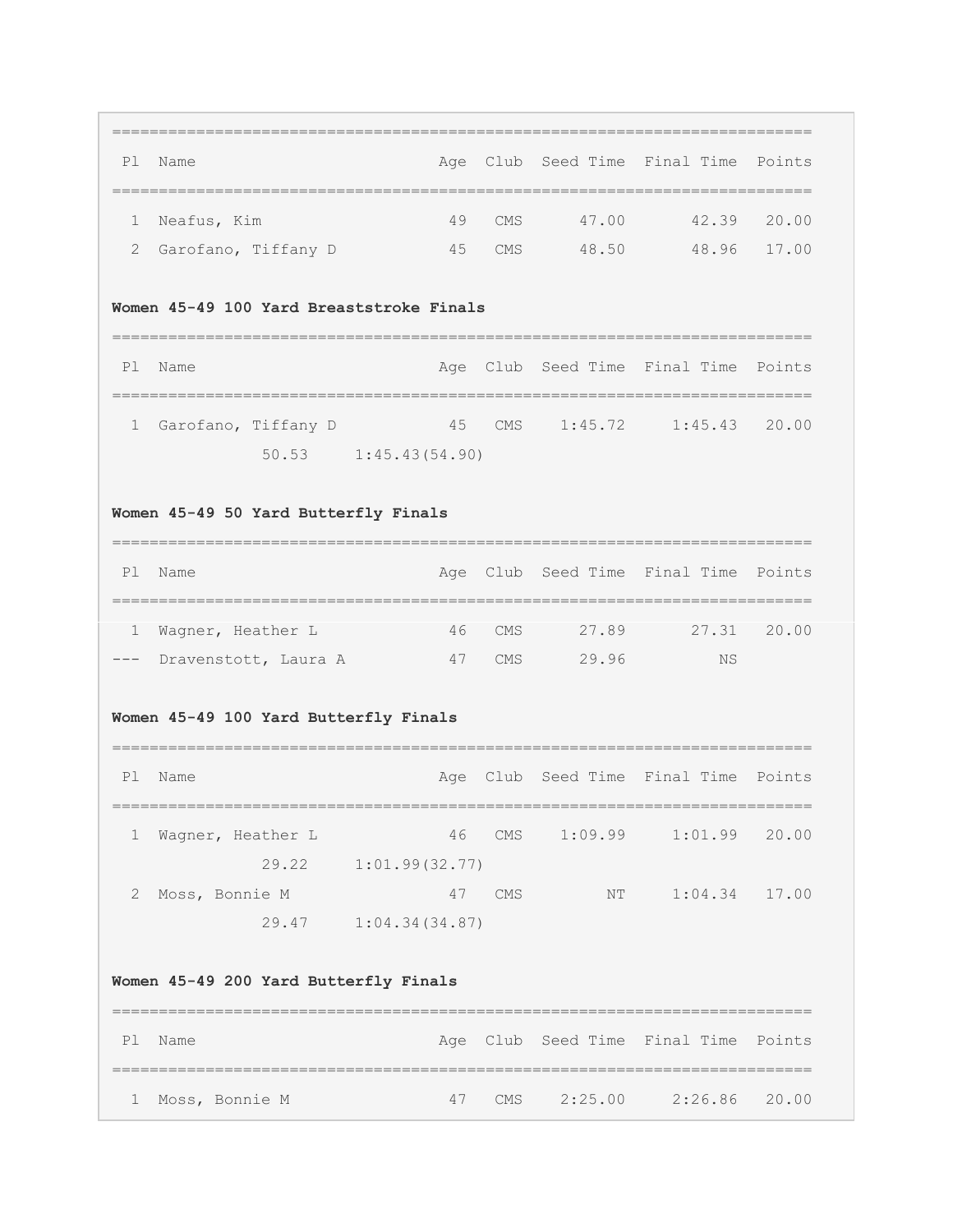| Pl | Name | Age | Club | Seed Time | Final Time | Points |
|---|---|---|---|---|---|---|
| 1 | Neafus, Kim | 49 | CMS | 47.00 | 42.39 | 20.00 |
| 2 | Garofano, Tiffany D | 45 | CMS | 48.50 | 48.96 | 17.00 |

**Women 45-49 100 Yard Breaststroke Finals**

| Pl | Name | Age | Club | Seed Time | Final Time | Points |
|---|---|---|---|---|---|---|
| 1 | Garofano, Tiffany D | 45 | CMS | 1:45.72 | 1:45.43 | 20.00 |
| | 50.53 1:45.43(54.90) | | | | | |

**Women 45-49 50 Yard Butterfly Finals**

| Pl | Name | Age | Club | Seed Time | Final Time | Points |
|---|---|---|---|---|---|---|
| 1 | Wagner, Heather L | 46 | CMS | 27.89 | 27.31 | 20.00 |
| --- | Dravenstott, Laura A | 47 | CMS | 29.96 | NS | |

**Women 45-49 100 Yard Butterfly Finals**

| Pl | Name | Age | Club | Seed Time | Final Time | Points |
|---|---|---|---|---|---|---|
| 1 | Wagner, Heather L | 46 | CMS | 1:09.99 | 1:01.99 | 20.00 |
| | 29.22 1:01.99(32.77) | | | | | |
| 2 | Moss, Bonnie M | 47 | CMS | NT | 1:04.34 | 17.00 |
| | 29.47 1:04.34(34.87) | | | | | |

**Women 45-49 200 Yard Butterfly Finals**

| Pl | Name | Age | Club | Seed Time | Final Time | Points |
|---|---|---|---|---|---|---|
| 1 | Moss, Bonnie M | 47 | CMS | 2:25.00 | 2:26.86 | 20.00 |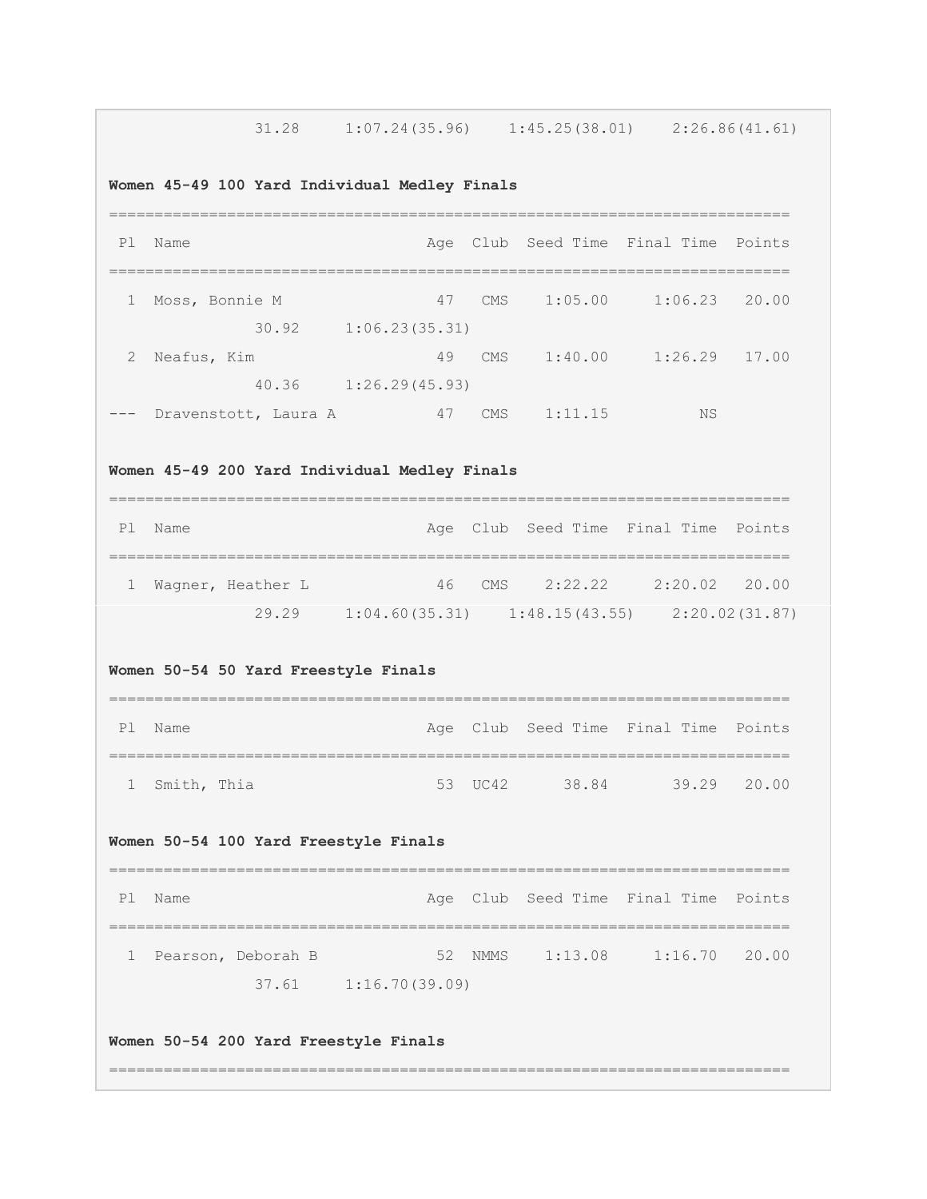31.28 1:07.24(35.96) 1:45.25(38.01) 2:26.86(41.61)

**Women 45-49 100 Yard Individual Medley Finals**

| Pl | Name | Age | Club | Seed Time | Final Time | Points |
|---|---|---|---|---|---|---|
| 1 | Moss, Bonnie M | 47 | CMS | 1:05.00 | 1:06.23 | 20.00 |
| | 30.92 1:06.23(35.31) | | | | | |
| 2 | Neafus, Kim | 49 | CMS | 1:40.00 | 1:26.29 | 17.00 |
| | 40.36 1:26.29(45.93) | | | | | |
| --- | Dravenstott, Laura A | 47 | CMS | 1:11.15 | NS | |

**Women 45-49 200 Yard Individual Medley Finals**

| Pl | Name | Age | Club | Seed Time | Final Time | Points |
|---|---|---|---|---|---|---|
| 1 | Wagner, Heather L | 46 | CMS | 2:22.22 | 2:20.02 | 20.00 |
| | 29.29 1:04.60(35.31) 1:48.15(43.55) 2:20.02(31.87) | | | | | |

**Women 50-54 50 Yard Freestyle Finals**

| Pl | Name | Age | Club | Seed Time | Final Time | Points |
|---|---|---|---|---|---|---|
| 1 | Smith, Thia | 53 | UC42 | 38.84 | 39.29 | 20.00 |

**Women 50-54 100 Yard Freestyle Finals**

| Pl | Name | Age | Club | Seed Time | Final Time | Points |
|---|---|---|---|---|---|---|
| 1 | Pearson, Deborah B | 52 | NMMS | 1:13.08 | 1:16.70 | 20.00 |
| | 37.61 1:16.70(39.09) | | | | | |

**Women 50-54 200 Yard Freestyle Finals**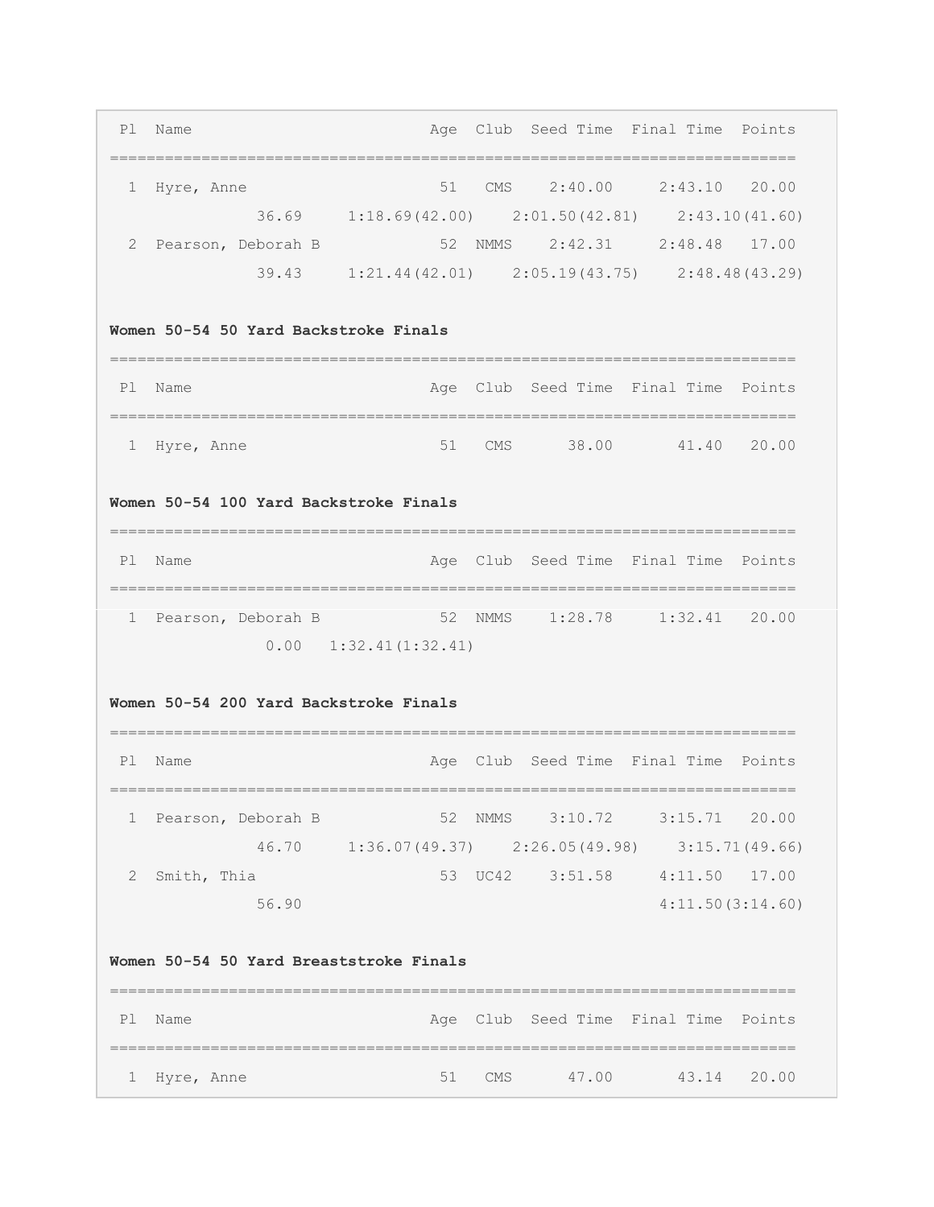| Pl | Name | Age | Club | Seed Time | Final Time | Points |
|---|---|---|---|---|---|---|
| 1 | Hyre, Anne | 51 | CMS | 2:40.00 | 2:43.10 | 20.00 |
| | 36.69 1:18.69(42.00) 2:01.50(42.81) 2:43.10(41.60) | | | | | |
| 2 | Pearson, Deborah B | 52 | NMMS | 2:42.31 | 2:48.48 | 17.00 |
| | 39.43 1:21.44(42.01) 2:05.19(43.75) 2:48.48(43.29) | | | | | |

**Women 50-54 50 Yard Backstroke Finals**

| Pl | Name | Age | Club | Seed Time | Final Time | Points |
|---|---|---|---|---|---|---|
| 1 | Hyre, Anne | 51 | CMS | 38.00 | 41.40 | 20.00 |

**Women 50-54 100 Yard Backstroke Finals**

| Pl | Name | Age | Club | Seed Time | Final Time | Points |
|---|---|---|---|---|---|---|
| 1 | Pearson, Deborah B | 52 | NMMS | 1:28.78 | 1:32.41 | 20.00 |
| | 0.00 1:32.41(1:32.41) | | | | | |

**Women 50-54 200 Yard Backstroke Finals**

| Pl | Name | Age | Club | Seed Time | Final Time | Points |
|---|---|---|---|---|---|---|
| 1 | Pearson, Deborah B | 52 | NMMS | 3:10.72 | 3:15.71 | 20.00 |
| | 46.70 1:36.07(49.37) 2:26.05(49.98) 3:15.71(49.66) | | | | | |
| 2 | Smith, Thia | 53 | UC42 | 3:51.58 | 4:11.50 | 17.00 |
| | 56.90 4:11.50(3:14.60) | | | | | |

**Women 50-54 50 Yard Breaststroke Finals**

| Pl | Name | Age | Club | Seed Time | Final Time | Points |
|---|---|---|---|---|---|---|
| 1 | Hyre, Anne | 51 | CMS | 47.00 | 43.14 | 20.00 |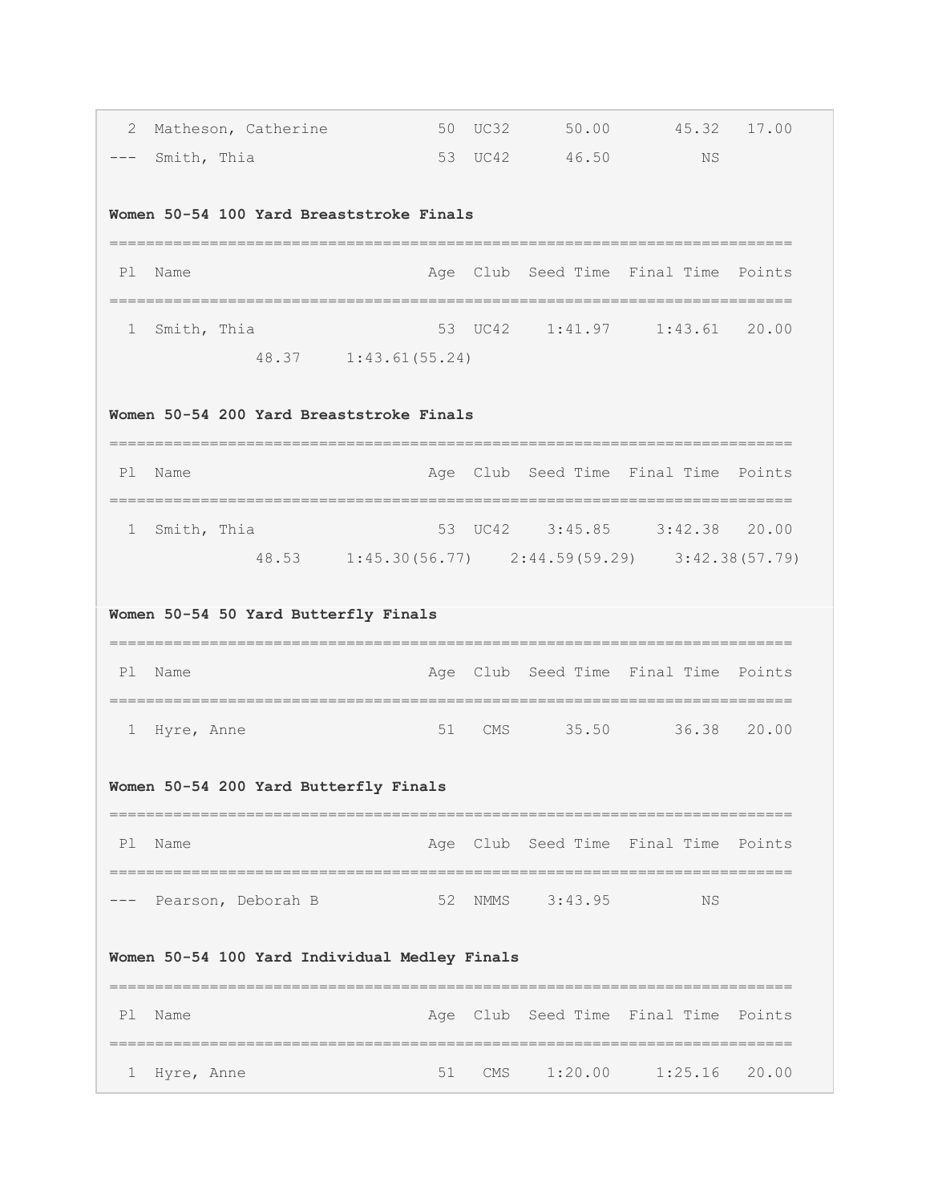| Pl | Name | Age | Club | Seed Time | Final Time | Points |
|---|---|---|---|---|---|---|
| 2 | Matheson, Catherine | 50 | UC32 | 50.00 | 45.32 | 17.00 |
| --- | Smith, Thia | 53 | UC42 | 46.50 | NS | |

**Women 50-54 100 Yard Breaststroke Finals**

| Pl | Name | Age | Club | Seed Time | Final Time | Points |
|---|---|---|---|---|---|---|
| 1 | Smith, Thia | 53 | UC42 | 1:41.97 | 1:43.61 | 20.00 |
| | 48.37 1:43.61(55.24) | | | | | |

**Women 50-54 200 Yard Breaststroke Finals**

| Pl | Name | Age | Club | Seed Time | Final Time | Points |
|---|---|---|---|---|---|---|
| 1 | Smith, Thia | 53 | UC42 | 3:45.85 | 3:42.38 | 20.00 |
| | 48.53 1:45.30(56.77) 2:44.59(59.29) 3:42.38(57.79) | | | | | |

**Women 50-54 50 Yard Butterfly Finals**

| Pl | Name | Age | Club | Seed Time | Final Time | Points |
|---|---|---|---|---|---|---|
| 1 | Hyre, Anne | 51 | CMS | 35.50 | 36.38 | 20.00 |

**Women 50-54 200 Yard Butterfly Finals**

| Pl | Name | Age | Club | Seed Time | Final Time | Points |
|---|---|---|---|---|---|---|
| --- | Pearson, Deborah B | 52 | NMMS | 3:43.95 | NS | |

**Women 50-54 100 Yard Individual Medley Finals**

| Pl | Name | Age | Club | Seed Time | Final Time | Points |
|---|---|---|---|---|---|---|
| 1 | Hyre, Anne | 51 | CMS | 1:20.00 | 1:25.16 | 20.00 |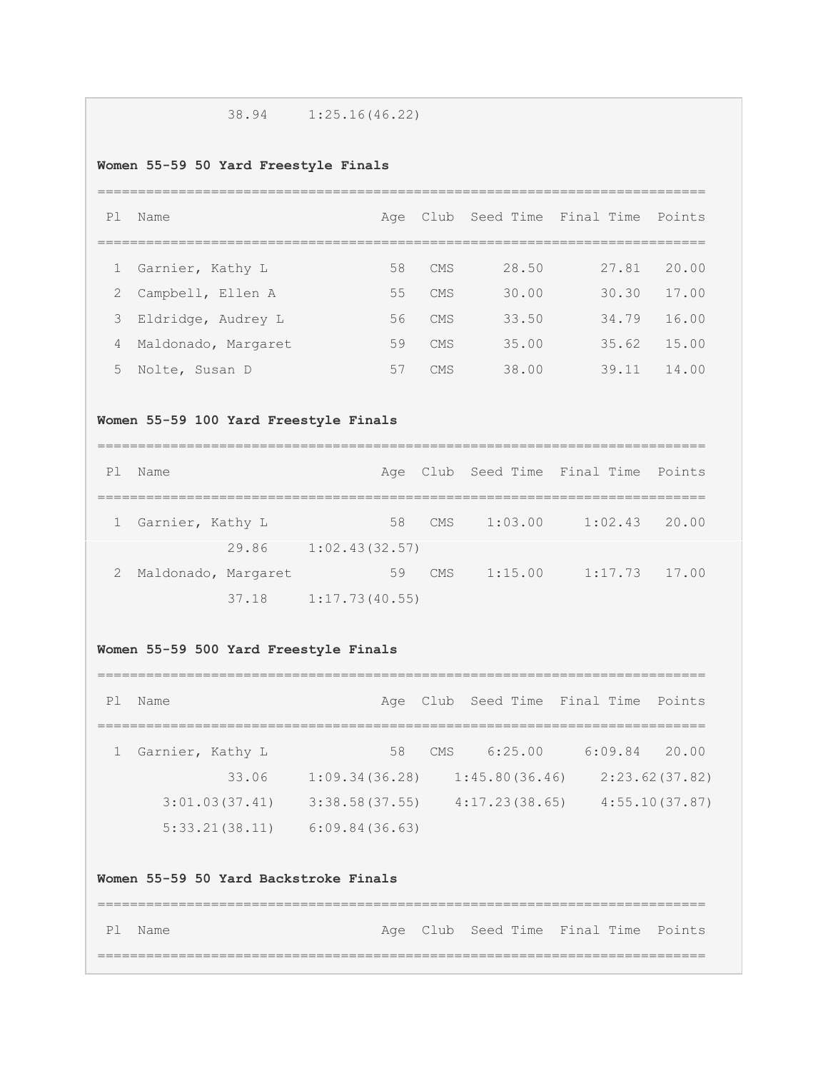38.94 1:25.16(46.22)

**Women 55-59 50 Yard Freestyle Finals**

| Pl | Name | Age | Club | Seed Time | Final Time | Points |
|---|---|---|---|---|---|---|
| 1 | Garnier, Kathy L | 58 | CMS | 28.50 | 27.81 | 20.00 |
| 2 | Campbell, Ellen A | 55 | CMS | 30.00 | 30.30 | 17.00 |
| 3 | Eldridge, Audrey L | 56 | CMS | 33.50 | 34.79 | 16.00 |
| 4 | Maldonado, Margaret | 59 | CMS | 35.00 | 35.62 | 15.00 |
| 5 | Nolte, Susan D | 57 | CMS | 38.00 | 39.11 | 14.00 |

**Women 55-59 100 Yard Freestyle Finals**

| Pl | Name | Age | Club | Seed Time | Final Time | Points |
|---|---|---|---|---|---|---|
| 1 | Garnier, Kathy L | 58 | CMS | 1:03.00 | 1:02.43 | 20.00 |
| | 29.86 1:02.43(32.57) | | | | | |
| 2 | Maldonado, Margaret | 59 | CMS | 1:15.00 | 1:17.73 | 17.00 |
| | 37.18 1:17.73(40.55) | | | | | |

**Women 55-59 500 Yard Freestyle Finals**

| Pl | Name | Age | Club | Seed Time | Final Time | Points |
|---|---|---|---|---|---|---|
| 1 | Garnier, Kathy L | 58 | CMS | 6:25.00 | 6:09.84 | 20.00 |
| | 33.06 1:09.34(36.28) 1:45.80(36.46) 2:23.62(37.82) 3:01.03(37.41) 3:38.58(37.55) 4:17.23(38.65) 4:55.10(37.87) 5:33.21(38.11) 6:09.84(36.63) | | | | | |

**Women 55-59 50 Yard Backstroke Finals**

| Pl | Name | Age | Club | Seed Time | Final Time | Points |
|---|---|---|---|---|---|---|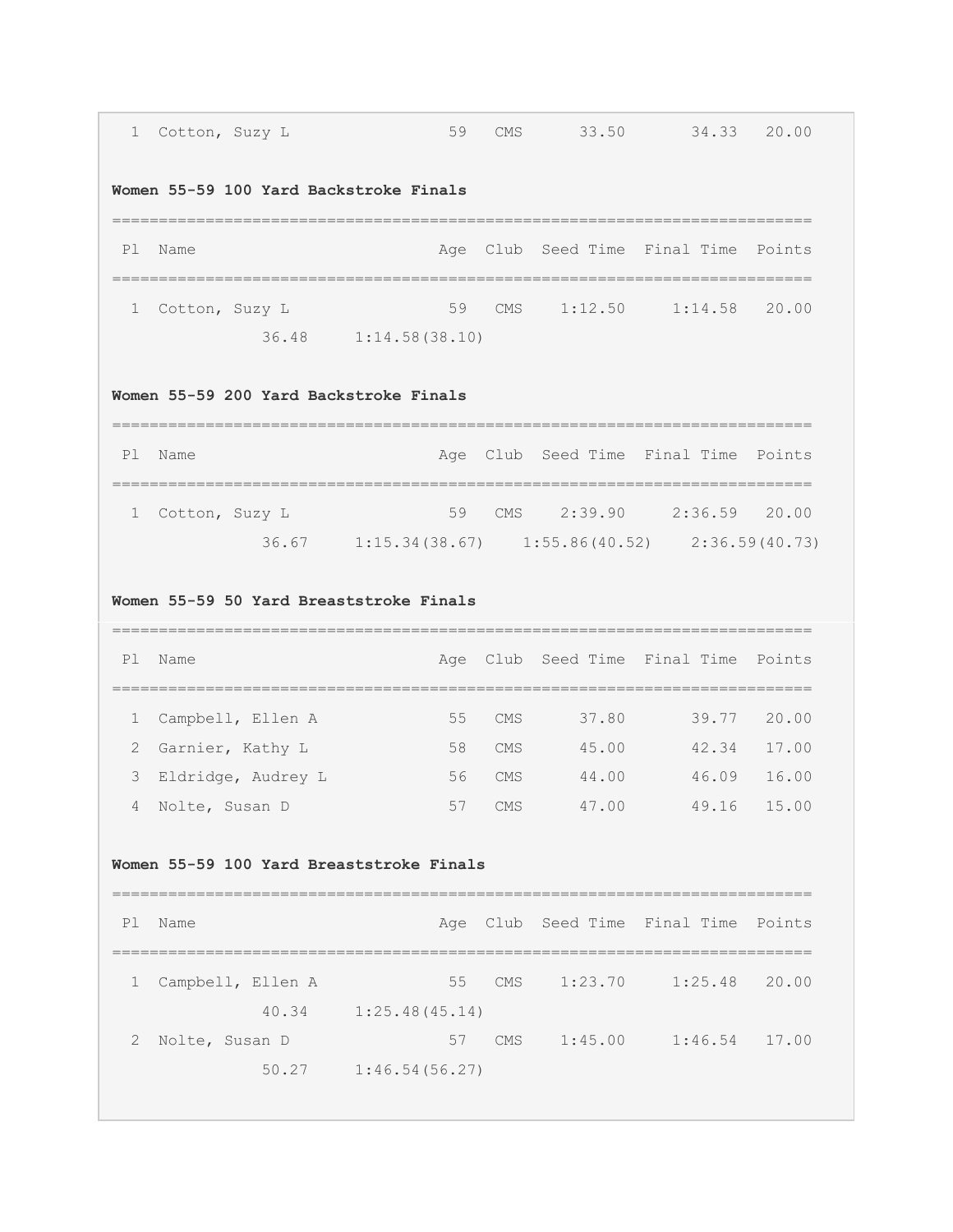| Pl | Name | Age | Club | Seed Time | Final Time | Points |
|---|---|---|---|---|---|---|
| 1 | Cotton, Suzy L | 59 | CMS | 33.50 | 34.33 | 20.00 |

**Women 55-59 100 Yard Backstroke Finals**

| Pl | Name | Age | Club | Seed Time | Final Time | Points |
|---|---|---|---|---|---|---|
| 1 | Cotton, Suzy L | 59 | CMS | 1:12.50 | 1:14.58 | 20.00 |
| | 36.48 1:14.58(38.10) | | | | | |

**Women 55-59 200 Yard Backstroke Finals**

| Pl | Name | Age | Club | Seed Time | Final Time | Points |
|---|---|---|---|---|---|---|
| 1 | Cotton, Suzy L | 59 | CMS | 2:39.90 | 2:36.59 | 20.00 |
| | 36.67 1:15.34(38.67) 1:55.86(40.52) 2:36.59(40.73) | | | | | |

**Women 55-59 50 Yard Breaststroke Finals**

| Pl | Name | Age | Club | Seed Time | Final Time | Points |
|---|---|---|---|---|---|---|
| 1 | Campbell, Ellen A | 55 | CMS | 37.80 | 39.77 | 20.00 |
| 2 | Garnier, Kathy L | 58 | CMS | 45.00 | 42.34 | 17.00 |
| 3 | Eldridge, Audrey L | 56 | CMS | 44.00 | 46.09 | 16.00 |
| 4 | Nolte, Susan D | 57 | CMS | 47.00 | 49.16 | 15.00 |

**Women 55-59 100 Yard Breaststroke Finals**

| Pl | Name | Age | Club | Seed Time | Final Time | Points |
|---|---|---|---|---|---|---|
| 1 | Campbell, Ellen A | 55 | CMS | 1:23.70 | 1:25.48 | 20.00 |
| | 40.34 1:25.48(45.14) | | | | | |
| 2 | Nolte, Susan D | 57 | CMS | 1:45.00 | 1:46.54 | 17.00 |
| | 50.27 1:46.54(56.27) | | | | | |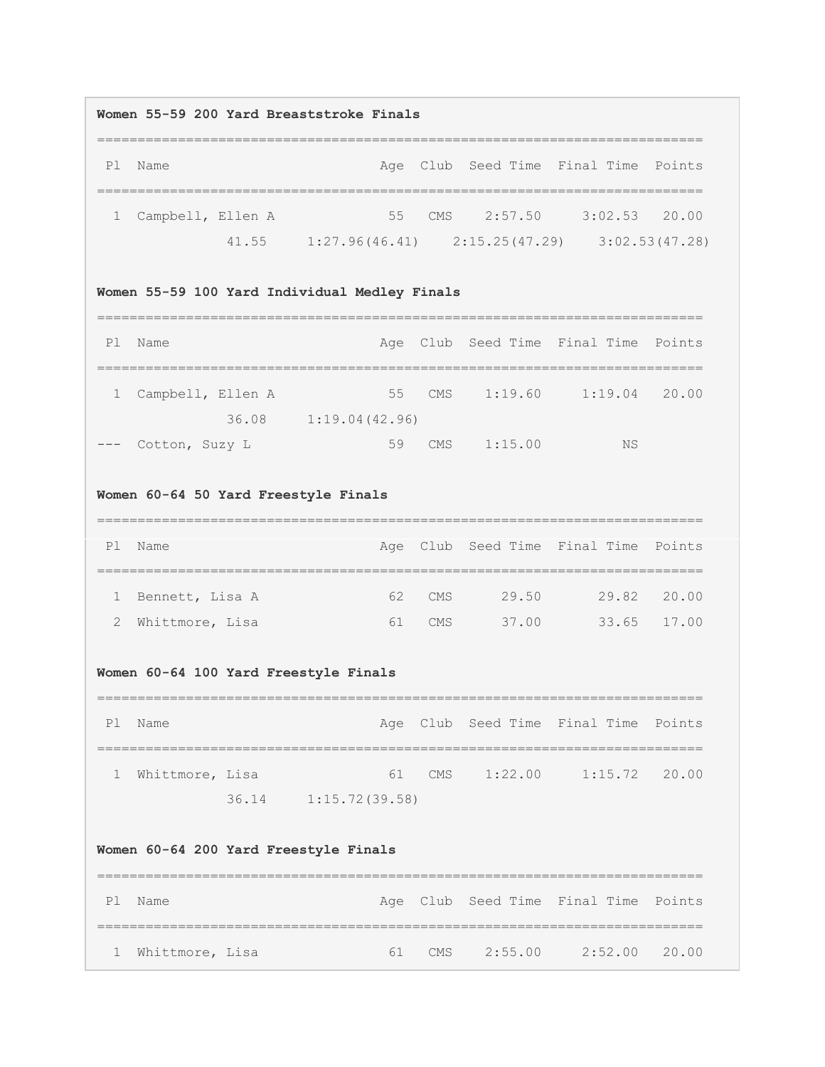**Women 55-59 200 Yard Breaststroke Finals**

| Pl | Name | Age | Club | Seed Time | Final Time | Points |
|---|---|---|---|---|---|---|
| 1 | Campbell, Ellen A | 55 | CMS | 2:57.50 | 3:02.53 | 20.00 |
| | 41.55 1:27.96(46.41) 2:15.25(47.29) 3:02.53(47.28) | | | | | |

**Women 55-59 100 Yard Individual Medley Finals**

| Pl | Name | Age | Club | Seed Time | Final Time | Points |
|---|---|---|---|---|---|---|
| 1 | Campbell, Ellen A | 55 | CMS | 1:19.60 | 1:19.04 | 20.00 |
| | 36.08 1:19.04(42.96) | | | | | |
| --- | Cotton, Suzy L | 59 | CMS | 1:15.00 | NS | |

**Women 60-64 50 Yard Freestyle Finals**

| Pl | Name | Age | Club | Seed Time | Final Time | Points |
|---|---|---|---|---|---|---|
| 1 | Bennett, Lisa A | 62 | CMS | 29.50 | 29.82 | 20.00 |
| 2 | Whittmore, Lisa | 61 | CMS | 37.00 | 33.65 | 17.00 |

**Women 60-64 100 Yard Freestyle Finals**

| Pl | Name | Age | Club | Seed Time | Final Time | Points |
|---|---|---|---|---|---|---|
| 1 | Whittmore, Lisa | 61 | CMS | 1:22.00 | 1:15.72 | 20.00 |
| | 36.14 1:15.72(39.58) | | | | | |

**Women 60-64 200 Yard Freestyle Finals**

| Pl | Name | Age | Club | Seed Time | Final Time | Points |
|---|---|---|---|---|---|---|
| 1 | Whittmore, Lisa | 61 | CMS | 2:55.00 | 2:52.00 | 20.00 |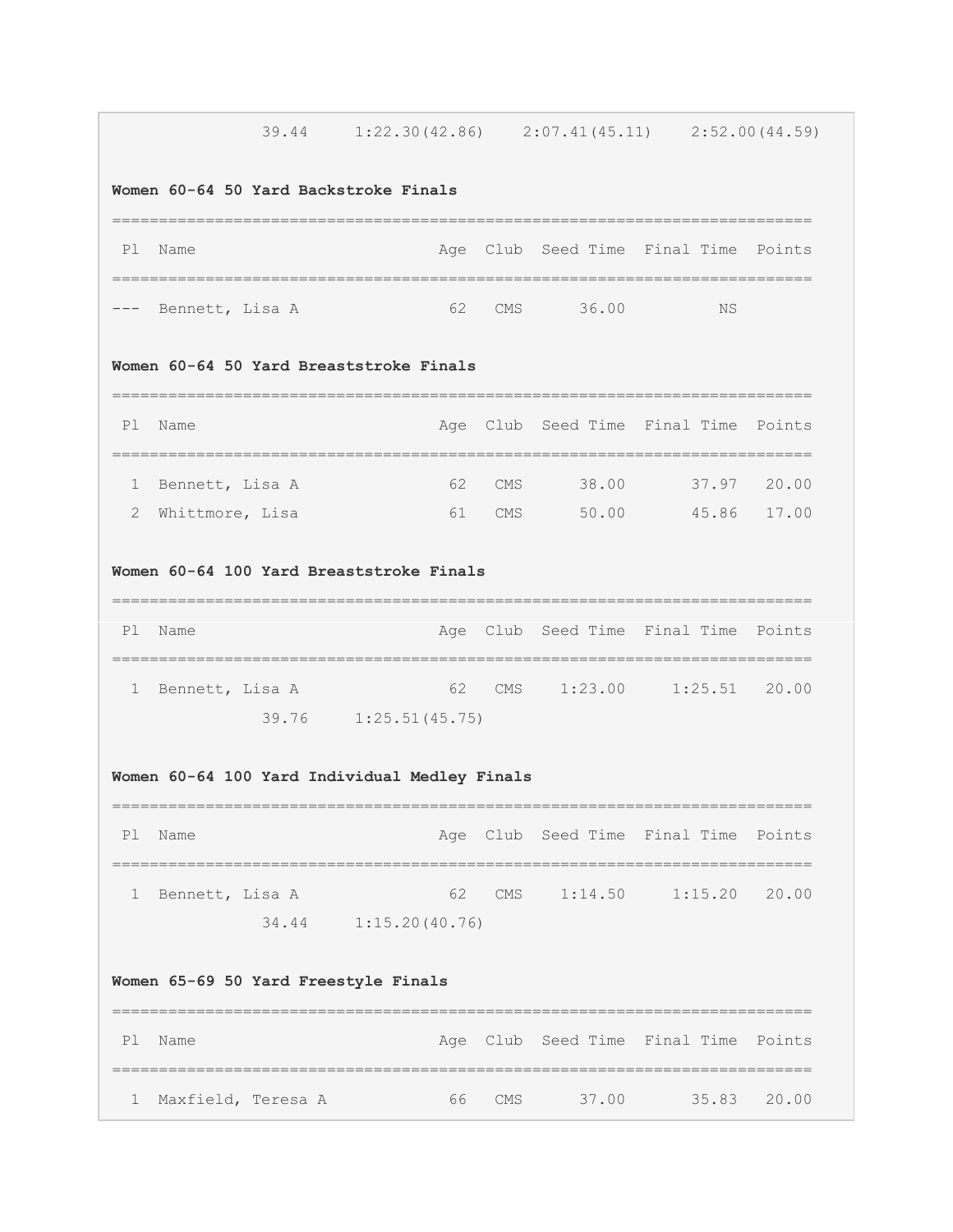39.44 1:22.30(42.86) 2:07.41(45.11) 2:52.00(44.59)

**Women 60-64 50 Yard Backstroke Finals**

| Pl | Name | Age | Club | Seed Time | Final Time | Points |
|---|---|---|---|---|---|---|
| --- | Bennett, Lisa A | 62 | CMS | 36.00 | NS | |

**Women 60-64 50 Yard Breaststroke Finals**

| Pl | Name | Age | Club | Seed Time | Final Time | Points |
|---|---|---|---|---|---|---|
| 1 | Bennett, Lisa A | 62 | CMS | 38.00 | 37.97 | 20.00 |
| 2 | Whittmore, Lisa | 61 | CMS | 50.00 | 45.86 | 17.00 |

**Women 60-64 100 Yard Breaststroke Finals**

| Pl | Name | Age | Club | Seed Time | Final Time | Points |
|---|---|---|---|---|---|---|
| 1 | Bennett, Lisa A | 62 | CMS | 1:23.00 | 1:25.51 | 20.00 |

39.76 1:25.51(45.75)

**Women 60-64 100 Yard Individual Medley Finals**

| Pl | Name | Age | Club | Seed Time | Final Time | Points |
|---|---|---|---|---|---|---|
| 1 | Bennett, Lisa A | 62 | CMS | 1:14.50 | 1:15.20 | 20.00 |

34.44 1:15.20(40.76)

**Women 65-69 50 Yard Freestyle Finals**

| Pl | Name | Age | Club | Seed Time | Final Time | Points |
|---|---|---|---|---|---|---|
| 1 | Maxfield, Teresa A | 66 | CMS | 37.00 | 35.83 | 20.00 |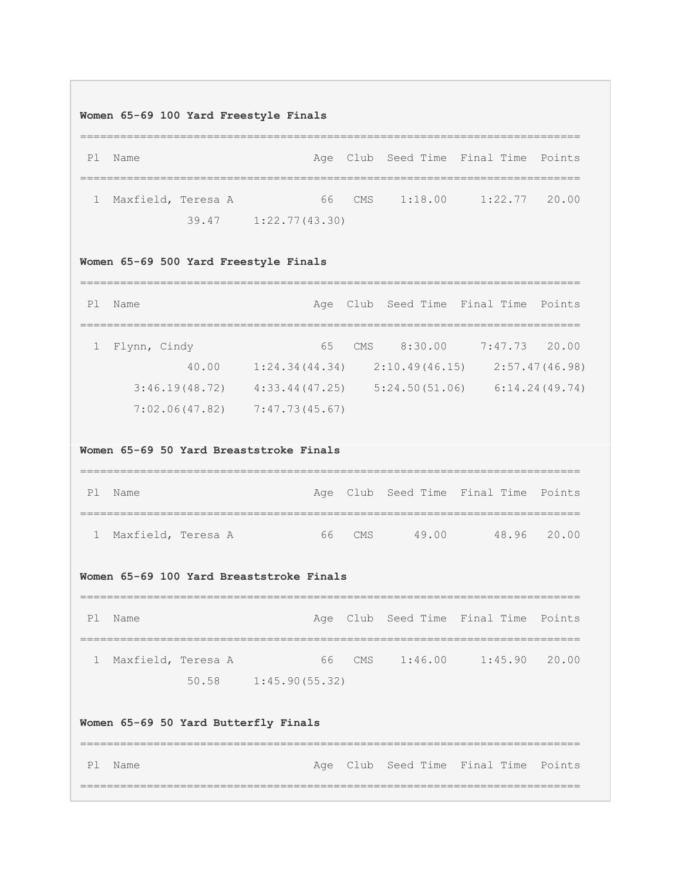**Women 65-69 100 Yard Freestyle Finals**

| Pl | Name | Age | Club | Seed Time | Final Time | Points |
|---|---|---|---|---|---|---|
| 1 | Maxfield, Teresa A | 66 | CMS | 1:18.00 | 1:22.77 | 20.00 |

39.47 1:22.77(43.30)

**Women 65-69 500 Yard Freestyle Finals**

| Pl | Name | Age | Club | Seed Time | Final Time | Points |
|---|---|---|---|---|---|---|
| 1 | Flynn, Cindy | 65 | CMS | 8:30.00 | 7:47.73 | 20.00 |

40.00 1:24.34(44.34) 2:10.49(46.15) 2:57.47(46.98)
3:46.19(48.72) 4:33.44(47.25) 5:24.50(51.06) 6:14.24(49.74)
7:02.06(47.82) 7:47.73(45.67)

**Women 65-69 50 Yard Breaststroke Finals**

| Pl | Name | Age | Club | Seed Time | Final Time | Points |
|---|---|---|---|---|---|---|
| 1 | Maxfield, Teresa A | 66 | CMS | 49.00 | 48.96 | 20.00 |

**Women 65-69 100 Yard Breaststroke Finals**

| Pl | Name | Age | Club | Seed Time | Final Time | Points |
|---|---|---|---|---|---|---|
| 1 | Maxfield, Teresa A | 66 | CMS | 1:46.00 | 1:45.90 | 20.00 |

50.58 1:45.90(55.32)

**Women 65-69 50 Yard Butterfly Finals**

| Pl | Name | Age | Club | Seed Time | Final Time | Points |
|---|---|---|---|---|---|---|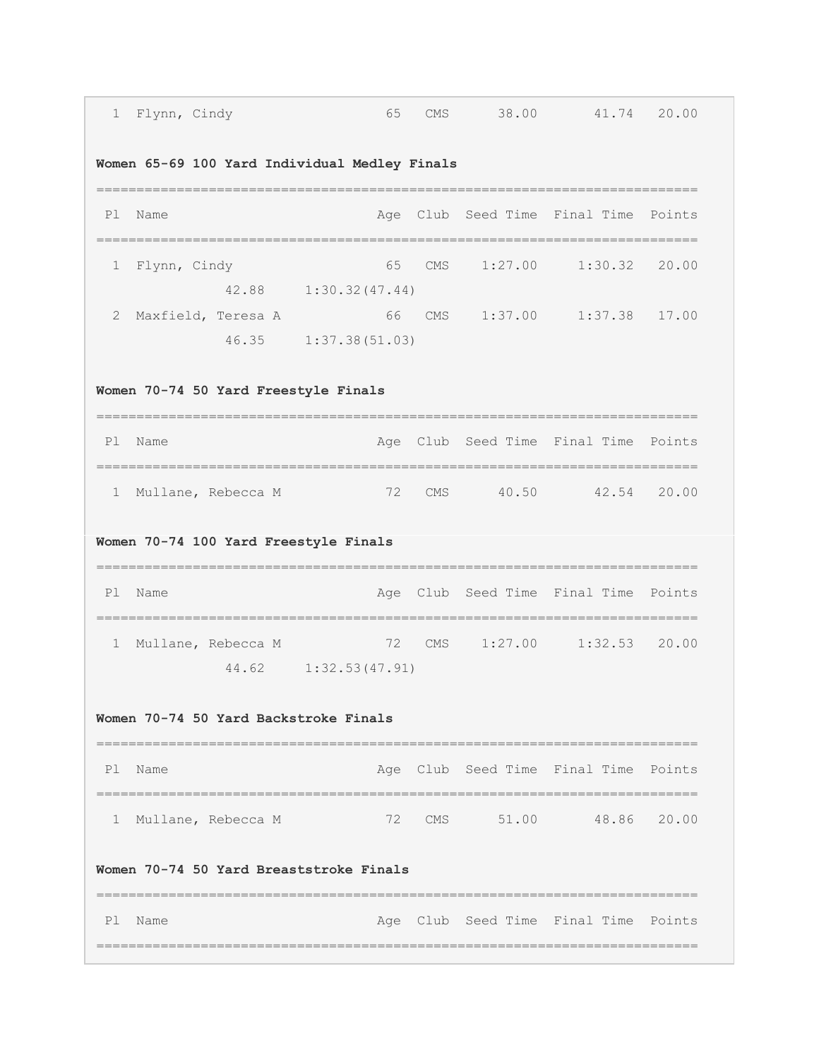| Pl | Name | Age | Club | Seed Time | Final Time | Points |
|---|---|---|---|---|---|---|
| 1 | Flynn, Cindy | 65 | CMS | 38.00 | 41.74 | 20.00 |

**Women 65-69 100 Yard Individual Medley Finals**

| Pl | Name | Age | Club | Seed Time | Final Time | Points |
|---|---|---|---|---|---|---|
| 1 | Flynn, Cindy | 65 | CMS | 1:27.00 | 1:30.32 | 20.00 |
| | 42.88 1:30.32(47.44) | | | | | |
| 2 | Maxfield, Teresa A | 66 | CMS | 1:37.00 | 1:37.38 | 17.00 |
| | 46.35 1:37.38(51.03) | | | | | |

**Women 70-74 50 Yard Freestyle Finals**

| Pl | Name | Age | Club | Seed Time | Final Time | Points |
|---|---|---|---|---|---|---|
| 1 | Mullane, Rebecca M | 72 | CMS | 40.50 | 42.54 | 20.00 |

**Women 70-74 100 Yard Freestyle Finals**

| Pl | Name | Age | Club | Seed Time | Final Time | Points |
|---|---|---|---|---|---|---|
| 1 | Mullane, Rebecca M | 72 | CMS | 1:27.00 | 1:32.53 | 20.00 |
| | 44.62 1:32.53(47.91) | | | | | |

**Women 70-74 50 Yard Backstroke Finals**

| Pl | Name | Age | Club | Seed Time | Final Time | Points |
|---|---|---|---|---|---|---|
| 1 | Mullane, Rebecca M | 72 | CMS | 51.00 | 48.86 | 20.00 |

**Women 70-74 50 Yard Breaststroke Finals**

| Pl | Name | Age | Club | Seed Time | Final Time | Points |
|---|---|---|---|---|---|---|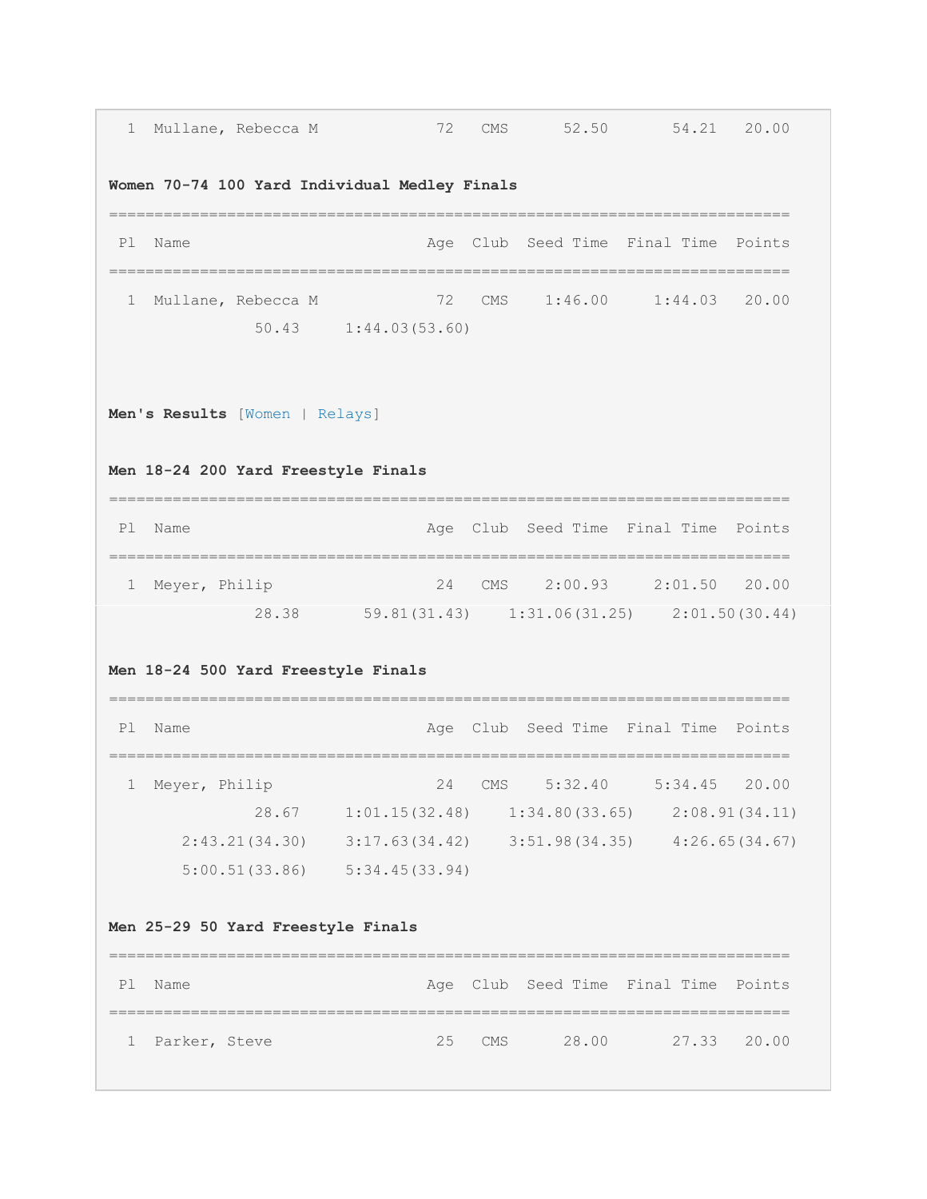```
  1  Mullane, Rebecca M            72   CMS      52.50       54.21   20.00
```

**Women 70-74 100 Yard Individual Medley Finals**

```
===========================================================================
 Pl  Name                         Age  Club  Seed Time  Final Time  Points
===========================================================================
  1  Mullane, Rebecca M            72   CMS    1:46.00     1:44.03   20.00
              50.43     1:44.03(53.60)
```

**Men's Results** [Women | Relays]

**Men 18-24 200 Yard Freestyle Finals**

```
===========================================================================
 Pl  Name                         Age  Club  Seed Time  Final Time  Points
===========================================================================
  1  Meyer, Philip                 24   CMS    2:00.93     2:01.50   20.00
              28.38       59.81(31.43)    1:31.06(31.25)    2:01.50(30.44)
```

**Men 18-24 500 Yard Freestyle Finals**

```
===========================================================================
 Pl  Name                         Age  Club  Seed Time  Final Time  Points
===========================================================================
  1  Meyer, Philip                 24   CMS    5:32.40     5:34.45   20.00
              28.67     1:01.15(32.48)    1:34.80(33.65)    2:08.91(34.11)
       2:43.21(34.30)    3:17.63(34.42)    3:51.98(34.35)    4:26.65(34.67)
       5:00.51(33.86)    5:34.45(33.94)
```

**Men 25-29 50 Yard Freestyle Finals**

```
===========================================================================
 Pl  Name                         Age  Club  Seed Time  Final Time  Points
===========================================================================
  1  Parker, Steve                 25   CMS      28.00       27.33   20.00
```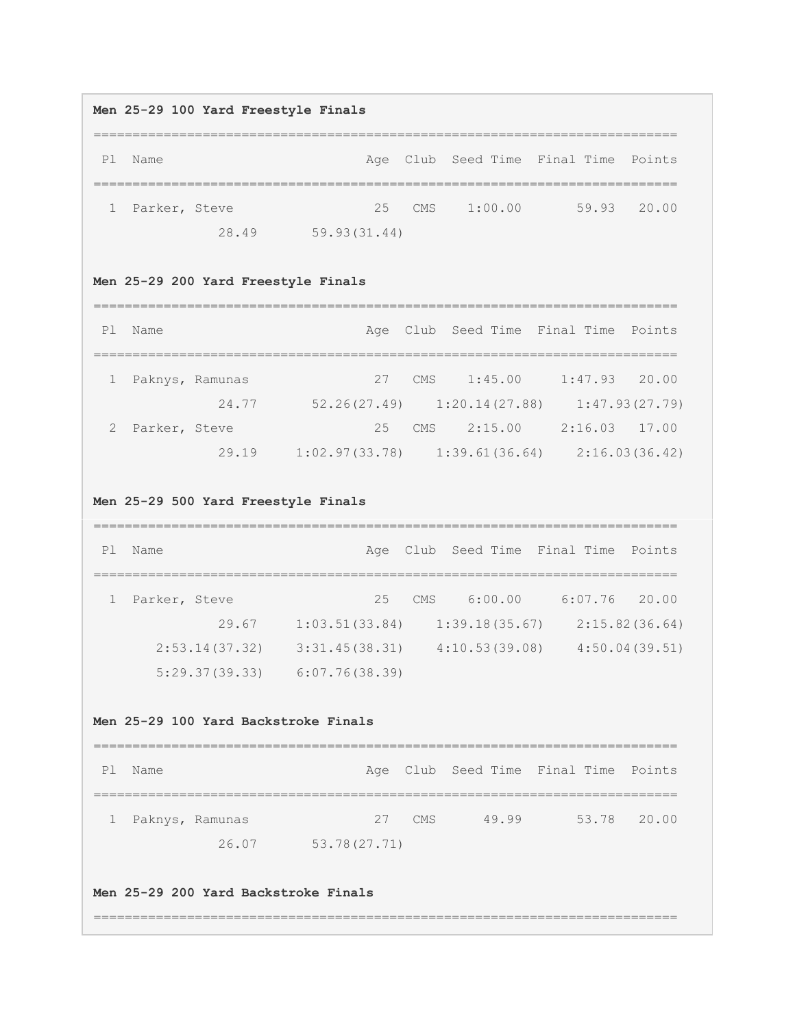**Men 25-29 100 Yard Freestyle Finals**

```
===============================================================================
 Pl  Name                          Age  Club  Seed Time  Final Time  Points
===============================================================================
  1  Parker, Steve                  25   CMS    1:00.00       59.93   20.00
             28.49       59.93(31.44)
```

**Men 25-29 200 Yard Freestyle Finals**

```
===============================================================================
 Pl  Name                          Age  Club  Seed Time  Final Time  Points
===============================================================================
  1  Paknys, Ramunas                27   CMS    1:45.00     1:47.93   20.00
             24.77       52.26(27.49)    1:20.14(27.88)    1:47.93(27.79)
  2  Parker, Steve                  25   CMS    2:15.00     2:16.03   17.00
             29.19     1:02.97(33.78)    1:39.61(36.64)    2:16.03(36.42)
```

**Men 25-29 500 Yard Freestyle Finals**

```
===============================================================================
 Pl  Name                          Age  Club  Seed Time  Final Time  Points
===============================================================================
  1  Parker, Steve                  25   CMS    6:00.00     6:07.76   20.00
             29.67     1:03.51(33.84)    1:39.18(35.67)    2:15.82(36.64)
       2:53.14(37.32)    3:31.45(38.31)    4:10.53(39.08)    4:50.04(39.51)
       5:29.37(39.33)    6:07.76(38.39)
```

**Men 25-29 100 Yard Backstroke Finals**

```
===============================================================================
 Pl  Name                          Age  Club  Seed Time  Final Time  Points
===============================================================================
  1  Paknys, Ramunas                27   CMS      49.99       53.78   20.00
             26.07       53.78(27.71)
```

**Men 25-29 200 Yard Backstroke Finals**

```
===============================================================================
```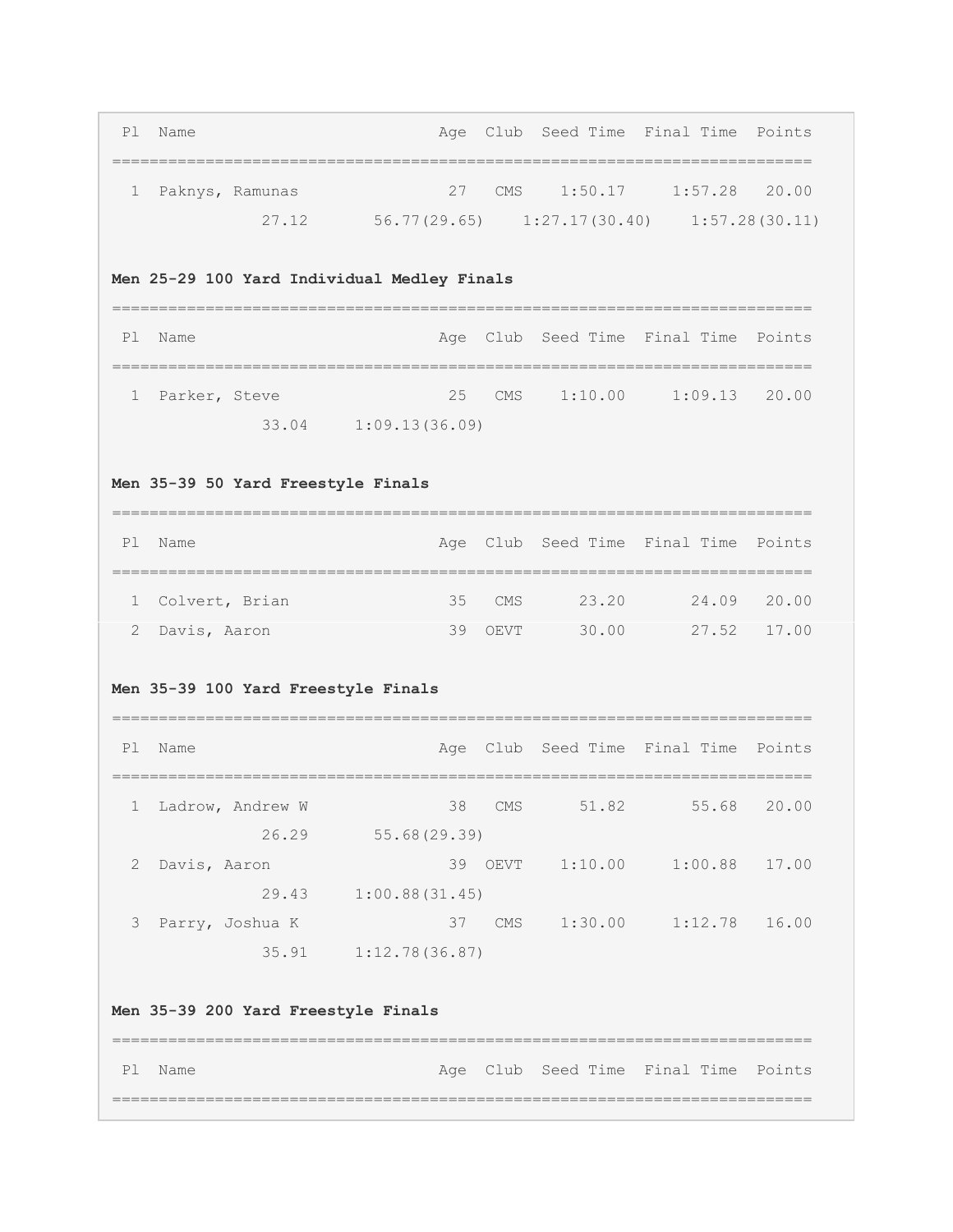```
 Pl  Name                          Age  Club  Seed Time  Final Time  Points
===========================================================================
  1  Paknys, Ramunas                27   CMS    1:50.17     1:57.28   20.00
             27.12       56.77(29.65)    1:27.17(30.40)    1:57.28(30.11)
```

**Men 25-29 100 Yard Individual Medley Finals**

```
===========================================================================
 Pl  Name                          Age  Club  Seed Time  Final Time  Points
===========================================================================
  1  Parker, Steve                  25   CMS    1:10.00     1:09.13   20.00
             33.04     1:09.13(36.09)
```

**Men 35-39 50 Yard Freestyle Finals**

```
===========================================================================
 Pl  Name                          Age  Club  Seed Time  Final Time  Points
===========================================================================
  1  Colvert, Brian                 35   CMS      23.20       24.09   20.00
  2  Davis, Aaron                   39  OEVT      30.00       27.52   17.00
```

**Men 35-39 100 Yard Freestyle Finals**

```
===========================================================================
 Pl  Name                          Age  Club  Seed Time  Final Time  Points
===========================================================================
  1  Ladrow, Andrew W               38   CMS      51.82       55.68   20.00
             26.29       55.68(29.39)
  2  Davis, Aaron                   39  OEVT    1:10.00     1:00.88   17.00
             29.43     1:00.88(31.45)
  3  Parry, Joshua K                37   CMS    1:30.00     1:12.78   16.00
             35.91     1:12.78(36.87)
```

**Men 35-39 200 Yard Freestyle Finals**

```
===========================================================================
 Pl  Name                          Age  Club  Seed Time  Final Time  Points
===========================================================================
```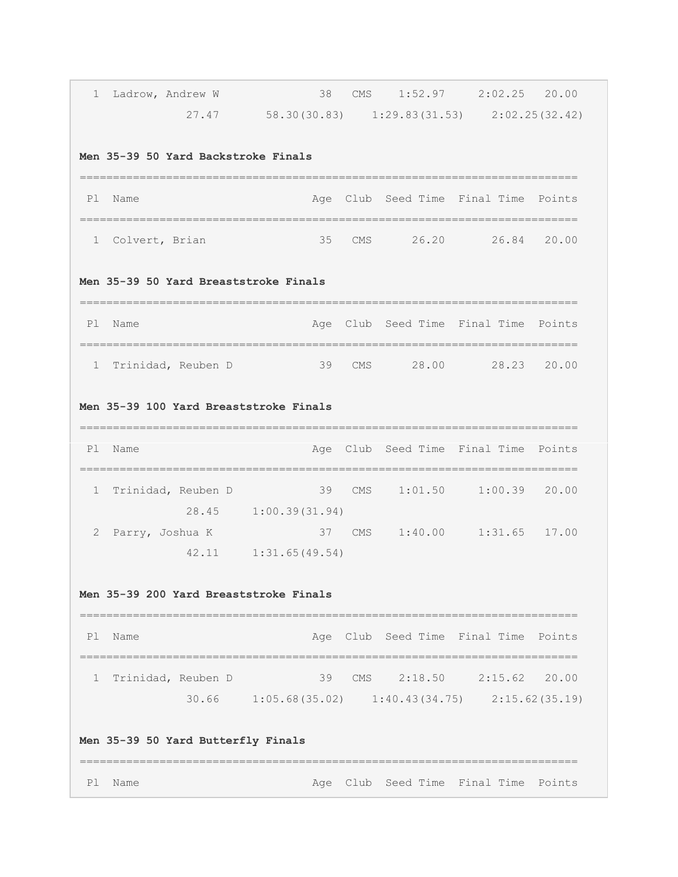```
  1  Ladrow, Andrew W             38   CMS    1:52.97     2:02.25   20.00
             27.47      58.30(30.83)    1:29.83(31.53)    2:02.25(32.42)
```

**Men 35-39 50 Yard Backstroke Finals**

```
===========================================================================
 Pl  Name                        Age  Club  Seed Time  Final Time  Points
===========================================================================
  1  Colvert, Brian               35   CMS      26.20       26.84   20.00
```

**Men 35-39 50 Yard Breaststroke Finals**

```
===========================================================================
 Pl  Name                        Age  Club  Seed Time  Final Time  Points
===========================================================================
  1  Trinidad, Reuben D           39   CMS      28.00       28.23   20.00
```

**Men 35-39 100 Yard Breaststroke Finals**

```
===========================================================================
 Pl  Name                        Age  Club  Seed Time  Final Time  Points
===========================================================================
  1  Trinidad, Reuben D           39   CMS    1:01.50     1:00.39   20.00
             28.45    1:00.39(31.94)
  2  Parry, Joshua K              37   CMS    1:40.00     1:31.65   17.00
             42.11    1:31.65(49.54)
```

**Men 35-39 200 Yard Breaststroke Finals**

```
===========================================================================
 Pl  Name                        Age  Club  Seed Time  Final Time  Points
===========================================================================
  1  Trinidad, Reuben D           39   CMS    2:18.50     2:15.62   20.00
             30.66    1:05.68(35.02)    1:40.43(34.75)    2:15.62(35.19)
```

**Men 35-39 50 Yard Butterfly Finals**

```
===========================================================================
 Pl  Name                        Age  Club  Seed Time  Final Time  Points
```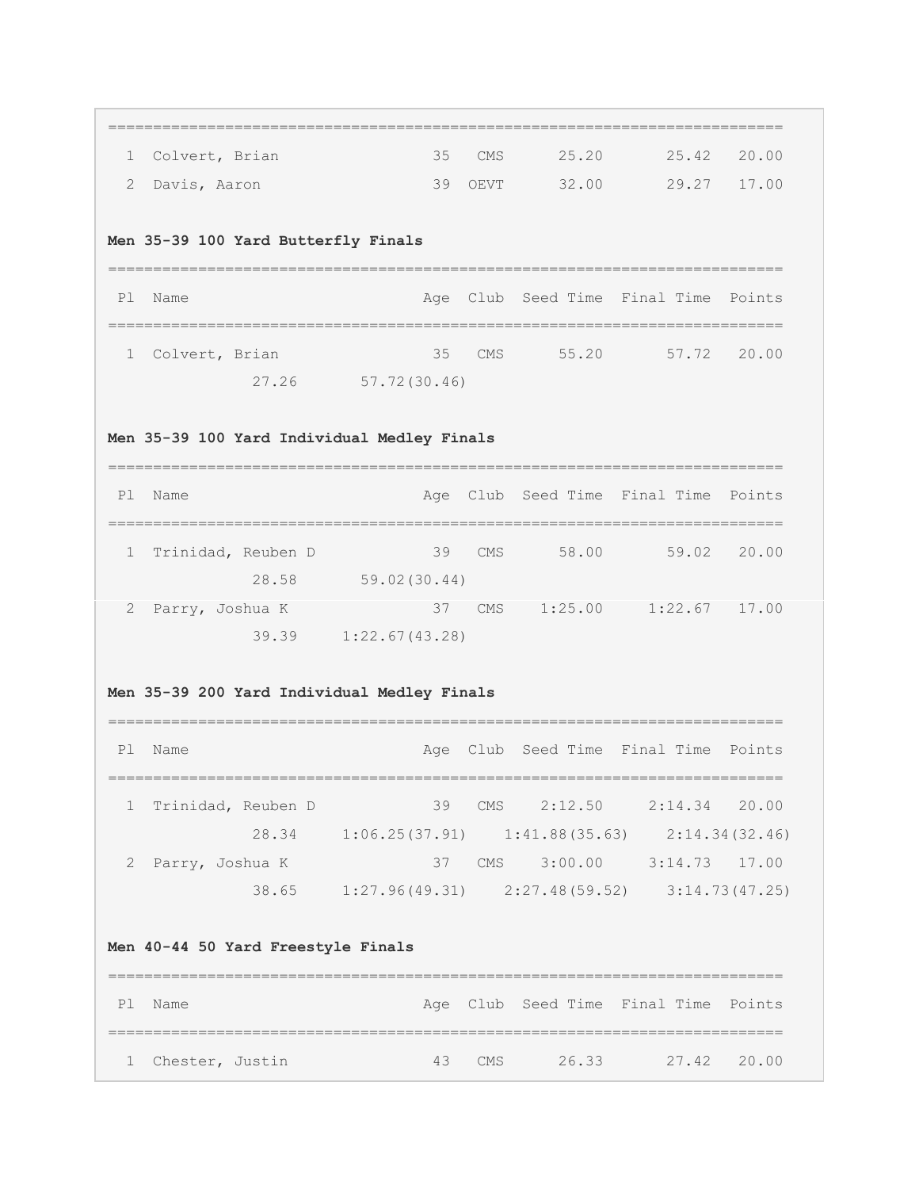```
===============================================================================
  1  Colvert, Brian              35   CMS      25.20       25.42   20.00
  2  Davis, Aaron                39  OEVT      32.00       29.27   17.00
```

**Men 35-39 100 Yard Butterfly Finals**

```
===============================================================================
 Pl  Name                       Age  Club  Seed Time  Final Time  Points
===============================================================================
  1  Colvert, Brian              35   CMS      55.20       57.72   20.00
                27.26       57.72(30.46)
```

**Men 35-39 100 Yard Individual Medley Finals**

```
===============================================================================
 Pl  Name                       Age  Club  Seed Time  Final Time  Points
===============================================================================
  1  Trinidad, Reuben D          39   CMS      58.00       59.02   20.00
                28.58       59.02(30.44)
  2  Parry, Joshua K             37   CMS    1:25.00     1:22.67   17.00
                39.39     1:22.67(43.28)
```

**Men 35-39 200 Yard Individual Medley Finals**

```
===============================================================================
 Pl  Name                       Age  Club  Seed Time  Final Time  Points
===============================================================================
  1  Trinidad, Reuben D          39   CMS    2:12.50     2:14.34   20.00
                28.34     1:06.25(37.91)    1:41.88(35.63)    2:14.34(32.46)
  2  Parry, Joshua K             37   CMS    3:00.00     3:14.73   17.00
                38.65     1:27.96(49.31)    2:27.48(59.52)    3:14.73(47.25)
```

**Men 40-44 50 Yard Freestyle Finals**

```
===============================================================================
 Pl  Name                       Age  Club  Seed Time  Final Time  Points
===============================================================================
  1  Chester, Justin             43   CMS      26.33       27.42   20.00
```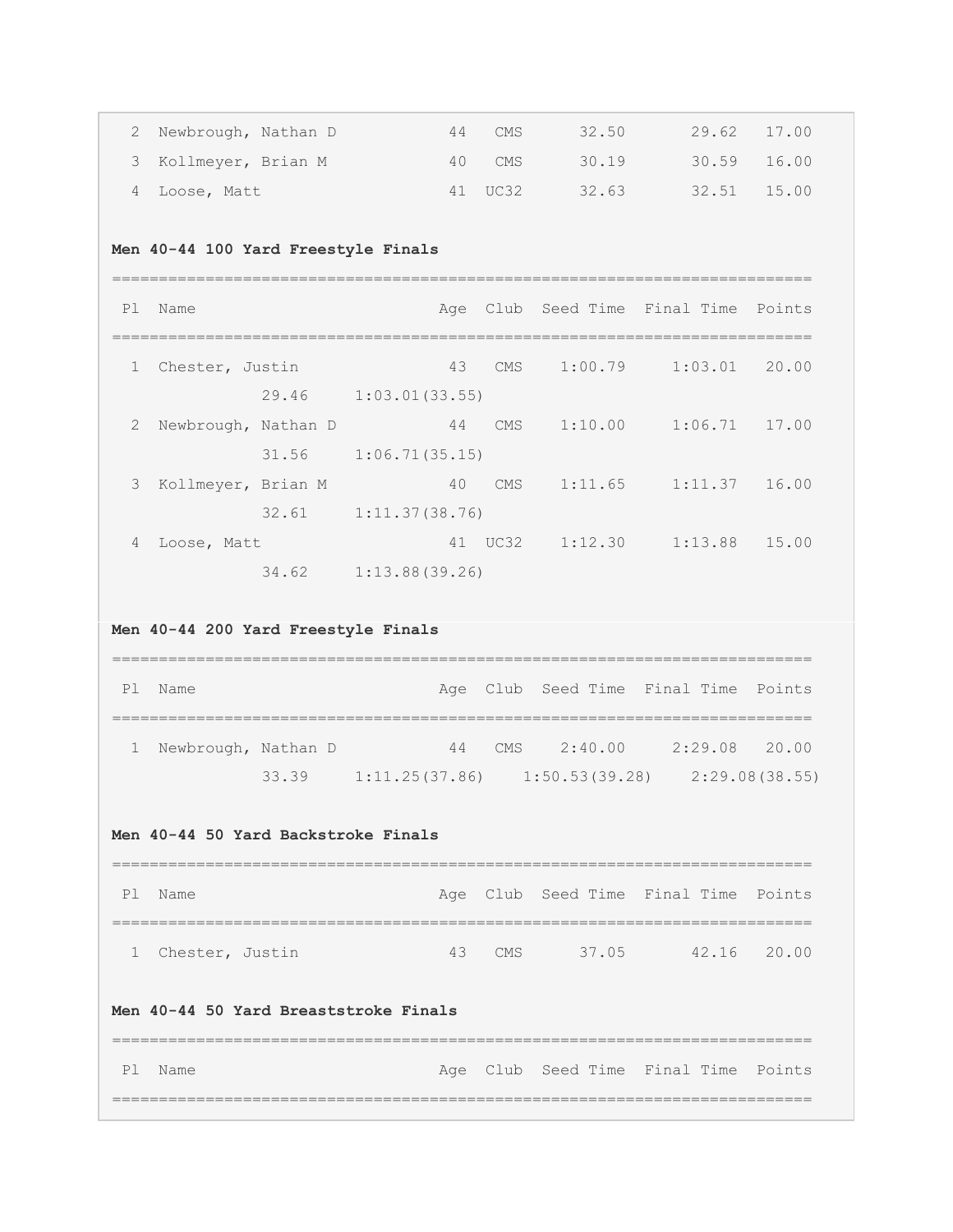| Pl | Name | Age | Club | Seed Time | Final Time | Points |
|---|---|---|---|---|---|---|
| 2 | Newbrough, Nathan D | 44 | CMS | 32.50 | 29.62 | 17.00 |
| 3 | Kollmeyer, Brian M | 40 | CMS | 30.19 | 30.59 | 16.00 |
| 4 | Loose, Matt | 41 | UC32 | 32.63 | 32.51 | 15.00 |

**Men 40-44 100 Yard Freestyle Finals**

| Pl | Name | Age | Club | Seed Time | Final Time | Points |
|---|---|---|---|---|---|---|
| 1 | Chester, Justin | 43 | CMS | 1:00.79 | 1:03.01 | 20.00 |
| | 29.46 &nbsp; 1:03.01(33.55) | | | | | |
| 2 | Newbrough, Nathan D | 44 | CMS | 1:10.00 | 1:06.71 | 17.00 |
| | 31.56 &nbsp; 1:06.71(35.15) | | | | | |
| 3 | Kollmeyer, Brian M | 40 | CMS | 1:11.65 | 1:11.37 | 16.00 |
| | 32.61 &nbsp; 1:11.37(38.76) | | | | | |
| 4 | Loose, Matt | 41 | UC32 | 1:12.30 | 1:13.88 | 15.00 |
| | 34.62 &nbsp; 1:13.88(39.26) | | | | | |

**Men 40-44 200 Yard Freestyle Finals**

| Pl | Name | Age | Club | Seed Time | Final Time | Points |
|---|---|---|---|---|---|---|
| 1 | Newbrough, Nathan D | 44 | CMS | 2:40.00 | 2:29.08 | 20.00 |
| | 33.39 &nbsp; 1:11.25(37.86) &nbsp; 1:50.53(39.28) &nbsp; 2:29.08(38.55) | | | | | |

**Men 40-44 50 Yard Backstroke Finals**

| Pl | Name | Age | Club | Seed Time | Final Time | Points |
|---|---|---|---|---|---|---|
| 1 | Chester, Justin | 43 | CMS | 37.05 | 42.16 | 20.00 |

**Men 40-44 50 Yard Breaststroke Finals**

| Pl | Name | Age | Club | Seed Time | Final Time | Points |
|---|---|---|---|---|---|---|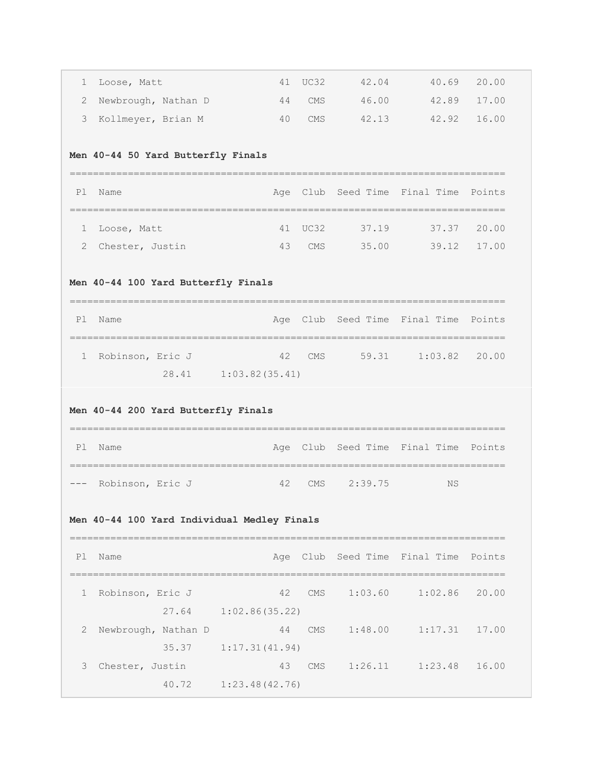| Pl | Name | Age | Club | Seed Time | Final Time | Points |
|---|---|---|---|---|---|---|
| 1 | Loose, Matt | 41 | UC32 | 42.04 | 40.69 | 20.00 |
| 2 | Newbrough, Nathan D | 44 | CMS | 46.00 | 42.89 | 17.00 |
| 3 | Kollmeyer, Brian M | 40 | CMS | 42.13 | 42.92 | 16.00 |

**Men 40-44 50 Yard Butterfly Finals**

| Pl | Name | Age | Club | Seed Time | Final Time | Points |
|---|---|---|---|---|---|---|
| 1 | Loose, Matt | 41 | UC32 | 37.19 | 37.37 | 20.00 |
| 2 | Chester, Justin | 43 | CMS | 35.00 | 39.12 | 17.00 |

**Men 40-44 100 Yard Butterfly Finals**

| Pl | Name | Age | Club | Seed Time | Final Time | Points |
|---|---|---|---|---|---|---|
| 1 | Robinson, Eric J | 42 | CMS | 59.31 | 1:03.82 | 20.00 |
| | 28.41 1:03.82(35.41) | | | | | |

**Men 40-44 200 Yard Butterfly Finals**

| Pl | Name | Age | Club | Seed Time | Final Time | Points |
|---|---|---|---|---|---|---|
| --- | Robinson, Eric J | 42 | CMS | 2:39.75 | NS | |

**Men 40-44 100 Yard Individual Medley Finals**

| Pl | Name | Age | Club | Seed Time | Final Time | Points |
|---|---|---|---|---|---|---|
| 1 | Robinson, Eric J | 42 | CMS | 1:03.60 | 1:02.86 | 20.00 |
| | 27.64 1:02.86(35.22) | | | | | |
| 2 | Newbrough, Nathan D | 44 | CMS | 1:48.00 | 1:17.31 | 17.00 |
| | 35.37 1:17.31(41.94) | | | | | |
| 3 | Chester, Justin | 43 | CMS | 1:26.11 | 1:23.48 | 16.00 |
| | 40.72 1:23.48(42.76) | | | | | |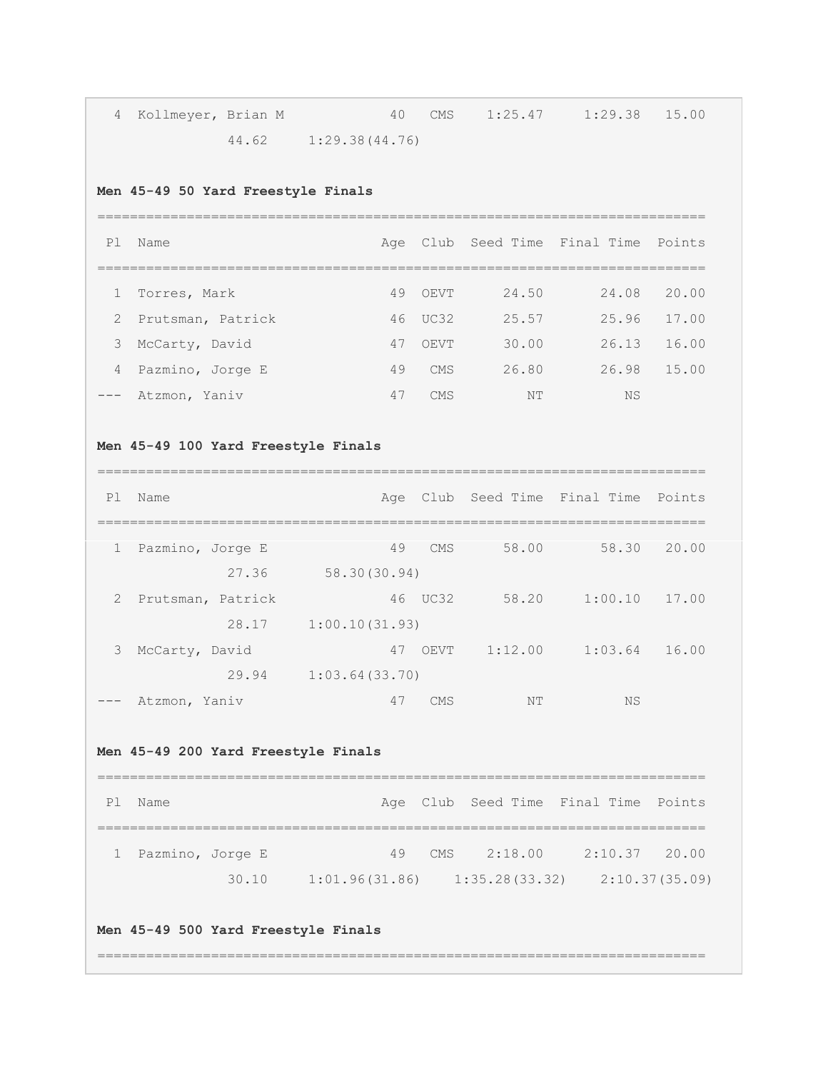| Pl | Name | Age | Club | Seed Time | Final Time | Points |
|---|---|---|---|---|---|---|
| 4 | Kollmeyer, Brian M | 40 | CMS | 1:25.47 | 1:29.38 | 15.00 |
| | 44.62 1:29.38(44.76) | | | | | |

**Men 45-49 50 Yard Freestyle Finals**

| Pl | Name | Age | Club | Seed Time | Final Time | Points |
|---|---|---|---|---|---|---|
| 1 | Torres, Mark | 49 | OEVT | 24.50 | 24.08 | 20.00 |
| 2 | Prutsman, Patrick | 46 | UC32 | 25.57 | 25.96 | 17.00 |
| 3 | McCarty, David | 47 | OEVT | 30.00 | 26.13 | 16.00 |
| 4 | Pazmino, Jorge E | 49 | CMS | 26.80 | 26.98 | 15.00 |
| --- | Atzmon, Yaniv | 47 | CMS | NT | NS | |

**Men 45-49 100 Yard Freestyle Finals**

| Pl | Name | Age | Club | Seed Time | Final Time | Points |
|---|---|---|---|---|---|---|
| 1 | Pazmino, Jorge E | 49 | CMS | 58.00 | 58.30 | 20.00 |
| | 27.36 58.30(30.94) | | | | | |
| 2 | Prutsman, Patrick | 46 | UC32 | 58.20 | 1:00.10 | 17.00 |
| | 28.17 1:00.10(31.93) | | | | | |
| 3 | McCarty, David | 47 | OEVT | 1:12.00 | 1:03.64 | 16.00 |
| | 29.94 1:03.64(33.70) | | | | | |
| --- | Atzmon, Yaniv | 47 | CMS | NT | NS | |

**Men 45-49 200 Yard Freestyle Finals**

| Pl | Name | Age | Club | Seed Time | Final Time | Points |
|---|---|---|---|---|---|---|
| 1 | Pazmino, Jorge E | 49 | CMS | 2:18.00 | 2:10.37 | 20.00 |
| | 30.10 1:01.96(31.86) 1:35.28(33.32) 2:10.37(35.09) | | | | | |

**Men 45-49 500 Yard Freestyle Finals**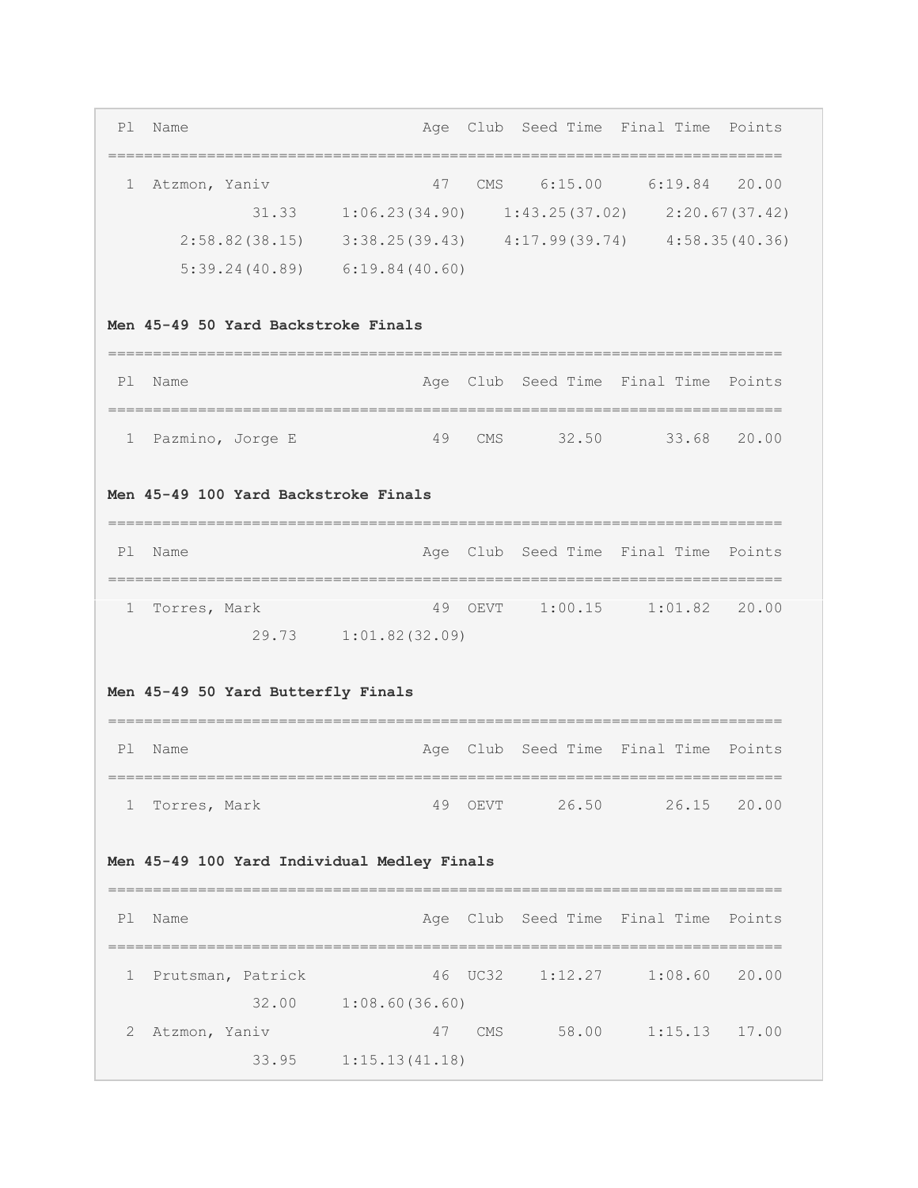```
 Pl  Name                          Age  Club  Seed Time  Final Time  Points
===========================================================================
  1  Atzmon, Yaniv                  47   CMS    6:15.00     6:19.84   20.00
              31.33     1:06.23(34.90)    1:43.25(37.02)    2:20.67(37.42)
      2:58.82(38.15)    3:38.25(39.43)    4:17.99(39.74)    4:58.35(40.36)
      5:39.24(40.89)    6:19.84(40.60)
```

**Men 45-49 50 Yard Backstroke Finals**

```
===========================================================================
 Pl  Name                          Age  Club  Seed Time  Final Time  Points
===========================================================================
  1  Pazmino, Jorge E               49   CMS      32.50       33.68   20.00
```

**Men 45-49 100 Yard Backstroke Finals**

```
===========================================================================
 Pl  Name                          Age  Club  Seed Time  Final Time  Points
===========================================================================
  1  Torres, Mark                   49  OEVT    1:00.15     1:01.82   20.00
              29.73     1:01.82(32.09)
```

**Men 45-49 50 Yard Butterfly Finals**

```
===========================================================================
 Pl  Name                          Age  Club  Seed Time  Final Time  Points
===========================================================================
  1  Torres, Mark                   49  OEVT      26.50       26.15   20.00
```

**Men 45-49 100 Yard Individual Medley Finals**

```
===========================================================================
 Pl  Name                          Age  Club  Seed Time  Final Time  Points
===========================================================================
  1  Prutsman, Patrick              46  UC32    1:12.27     1:08.60   20.00
              32.00     1:08.60(36.60)
  2  Atzmon, Yaniv                  47   CMS      58.00     1:15.13   17.00
              33.95     1:15.13(41.18)
```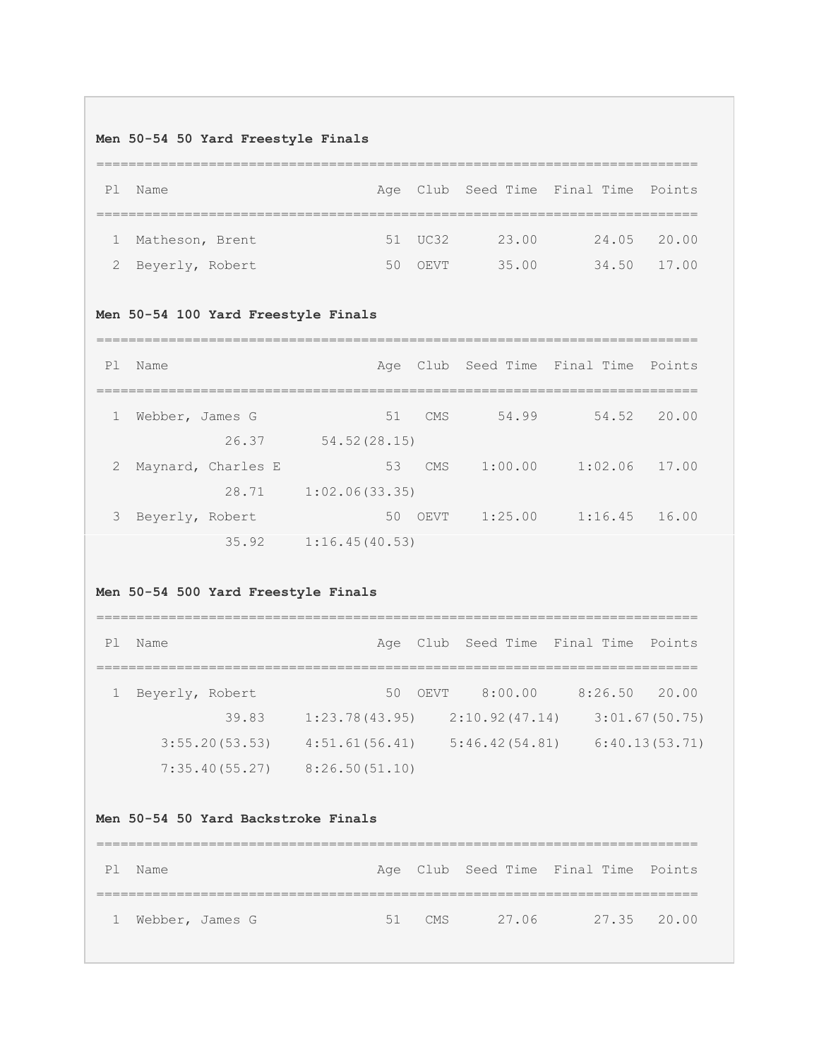**Men 50-54 50 Yard Freestyle Finals**

| Pl | Name | Age | Club | Seed Time | Final Time | Points |
|---|---|---|---|---|---|---|
| 1 | Matheson, Brent | 51 | UC32 | 23.00 | 24.05 | 20.00 |
| 2 | Beyerly, Robert | 50 | OEVT | 35.00 | 34.50 | 17.00 |

**Men 50-54 100 Yard Freestyle Finals**

| Pl | Name | Age | Club | Seed Time | Final Time | Points |
|---|---|---|---|---|---|---|
| 1 | Webber, James G | 51 | CMS | 54.99 | 54.52 | 20.00 |
| | 26.37 &nbsp; 54.52(28.15) | | | | | |
| 2 | Maynard, Charles E | 53 | CMS | 1:00.00 | 1:02.06 | 17.00 |
| | 28.71 &nbsp; 1:02.06(33.35) | | | | | |
| 3 | Beyerly, Robert | 50 | OEVT | 1:25.00 | 1:16.45 | 16.00 |
| | 35.92 &nbsp; 1:16.45(40.53) | | | | | |

**Men 50-54 500 Yard Freestyle Finals**

| Pl | Name | Age | Club | Seed Time | Final Time | Points |
|---|---|---|---|---|---|---|
| 1 | Beyerly, Robert | 50 | OEVT | 8:00.00 | 8:26.50 | 20.00 |
| | 39.83 &nbsp; 1:23.78(43.95) &nbsp; 2:10.92(47.14) &nbsp; 3:01.67(50.75) | | | | | |
| | 3:55.20(53.53) &nbsp; 4:51.61(56.41) &nbsp; 5:46.42(54.81) &nbsp; 6:40.13(53.71) | | | | | |
| | 7:35.40(55.27) &nbsp; 8:26.50(51.10) | | | | | |

**Men 50-54 50 Yard Backstroke Finals**

| Pl | Name | Age | Club | Seed Time | Final Time | Points |
|---|---|---|---|---|---|---|
| 1 | Webber, James G | 51 | CMS | 27.06 | 27.35 | 20.00 |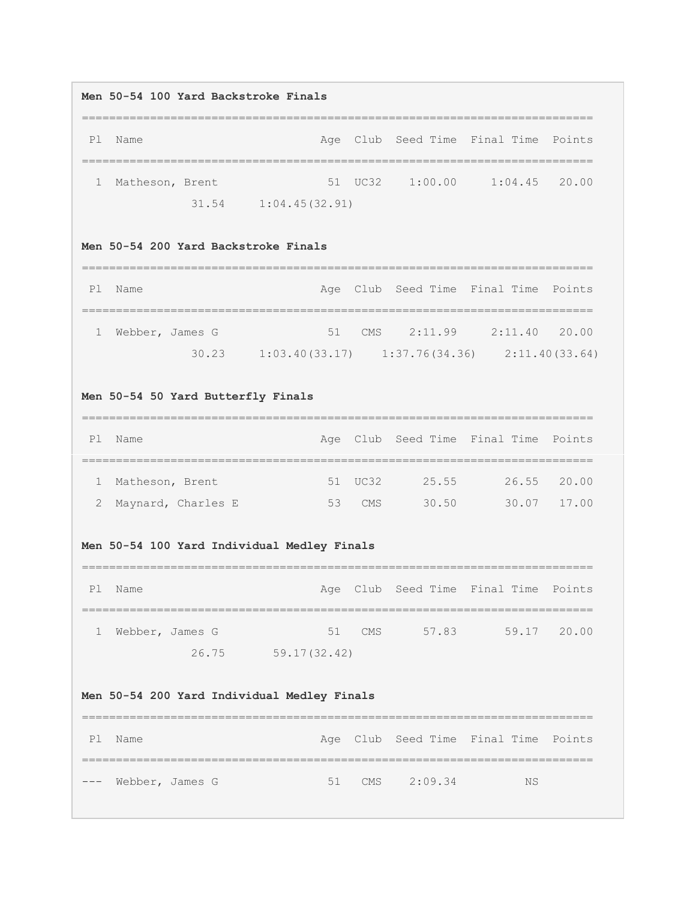**Men 50-54 100 Yard Backstroke Finals**

| Pl | Name | Age | Club | Seed Time | Final Time | Points |
|---|---|---|---|---|---|---|
| 1 | Matheson, Brent | 51 | UC32 | 1:00.00 | 1:04.45 | 20.00 |
| | 31.54 1:04.45(32.91) | | | | | |

**Men 50-54 200 Yard Backstroke Finals**

| Pl | Name | Age | Club | Seed Time | Final Time | Points |
|---|---|---|---|---|---|---|
| 1 | Webber, James G | 51 | CMS | 2:11.99 | 2:11.40 | 20.00 |
| | 30.23 1:03.40(33.17) 1:37.76(34.36) 2:11.40(33.64) | | | | | |

**Men 50-54 50 Yard Butterfly Finals**

| Pl | Name | Age | Club | Seed Time | Final Time | Points |
|---|---|---|---|---|---|---|
| 1 | Matheson, Brent | 51 | UC32 | 25.55 | 26.55 | 20.00 |
| 2 | Maynard, Charles E | 53 | CMS | 30.50 | 30.07 | 17.00 |

**Men 50-54 100 Yard Individual Medley Finals**

| Pl | Name | Age | Club | Seed Time | Final Time | Points |
|---|---|---|---|---|---|---|
| 1 | Webber, James G | 51 | CMS | 57.83 | 59.17 | 20.00 |
| | 26.75 59.17(32.42) | | | | | |

**Men 50-54 200 Yard Individual Medley Finals**

| Pl | Name | Age | Club | Seed Time | Final Time | Points |
|---|---|---|---|---|---|---|
| --- | Webber, James G | 51 | CMS | 2:09.34 | NS | |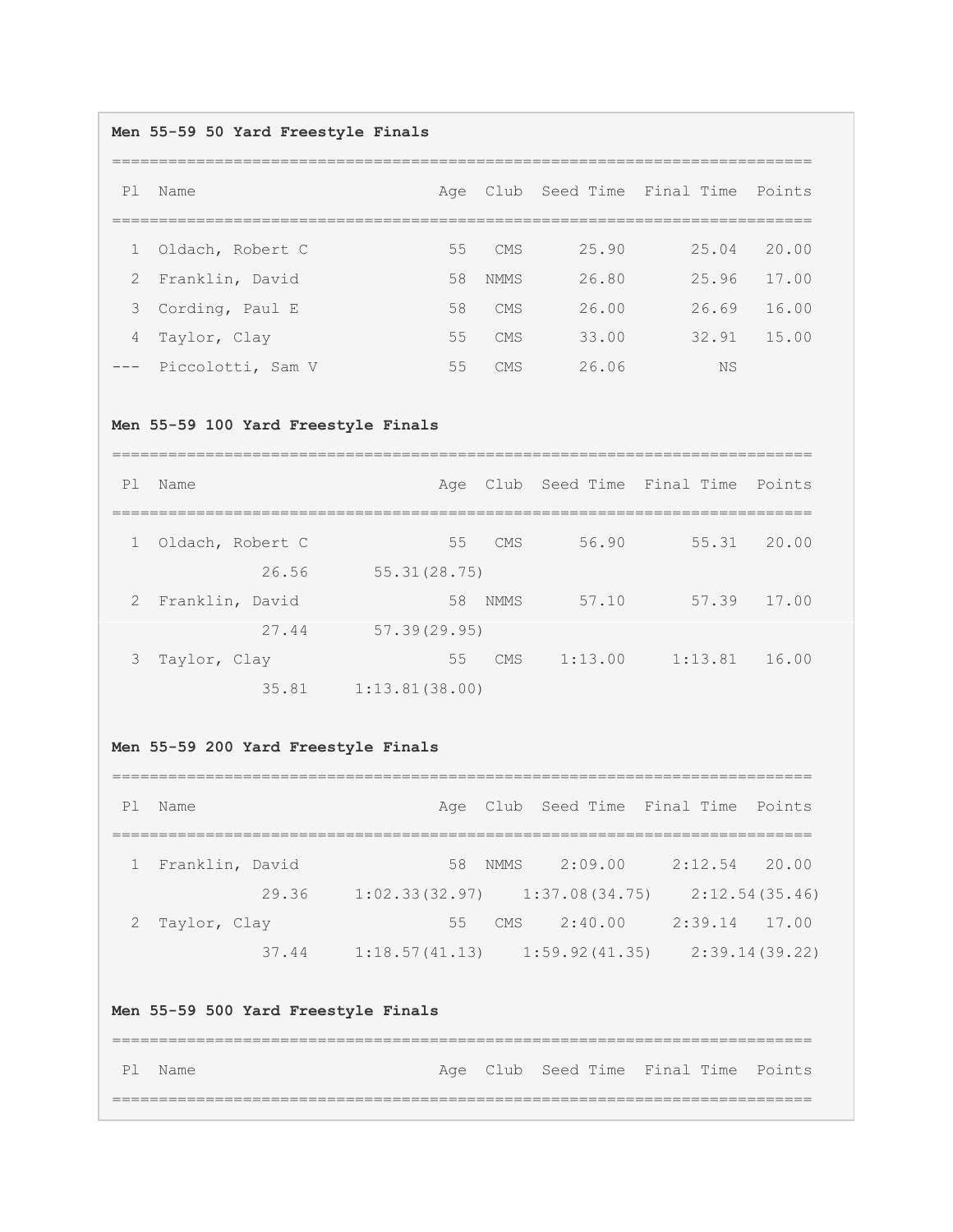**Men 55-59 50 Yard Freestyle Finals**

| Pl | Name | Age | Club | Seed Time | Final Time | Points |
|---|---|---|---|---|---|---|
| 1 | Oldach, Robert C | 55 | CMS | 25.90 | 25.04 | 20.00 |
| 2 | Franklin, David | 58 | NMMS | 26.80 | 25.96 | 17.00 |
| 3 | Cording, Paul E | 58 | CMS | 26.00 | 26.69 | 16.00 |
| 4 | Taylor, Clay | 55 | CMS | 33.00 | 32.91 | 15.00 |
| --- | Piccolotti, Sam V | 55 | CMS | 26.06 | NS | |

**Men 55-59 100 Yard Freestyle Finals**

| Pl | Name | Age | Club | Seed Time | Final Time | Points |
|---|---|---|---|---|---|---|
| 1 | Oldach, Robert C | 55 | CMS | 56.90 | 55.31 | 20.00 |
| | 26.56 55.31(28.75) | | | | | |
| 2 | Franklin, David | 58 | NMMS | 57.10 | 57.39 | 17.00 |
| | 27.44 57.39(29.95) | | | | | |
| 3 | Taylor, Clay | 55 | CMS | 1:13.00 | 1:13.81 | 16.00 |
| | 35.81 1:13.81(38.00) | | | | | |

**Men 55-59 200 Yard Freestyle Finals**

| Pl | Name | Age | Club | Seed Time | Final Time | Points |
|---|---|---|---|---|---|---|
| 1 | Franklin, David | 58 | NMMS | 2:09.00 | 2:12.54 | 20.00 |
| | 29.36 1:02.33(32.97) 1:37.08(34.75) 2:12.54(35.46) | | | | | |
| 2 | Taylor, Clay | 55 | CMS | 2:40.00 | 2:39.14 | 17.00 |
| | 37.44 1:18.57(41.13) 1:59.92(41.35) 2:39.14(39.22) | | | | | |

**Men 55-59 500 Yard Freestyle Finals**

| Pl | Name | Age | Club | Seed Time | Final Time | Points |
|---|---|---|---|---|---|---|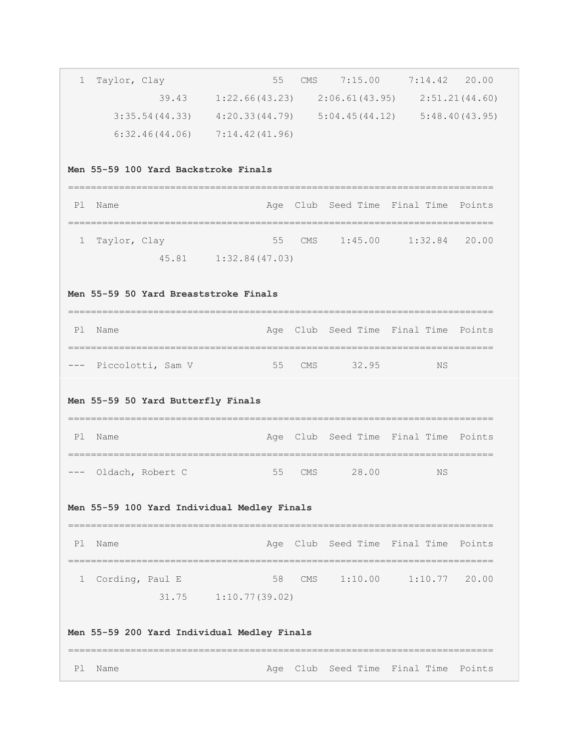```
  1  Taylor, Clay                  55   CMS    7:15.00     7:14.42   20.00
             39.43     1:22.66(43.23)    2:06.61(43.95)    2:51.21(44.60)
       3:35.54(44.33)    4:20.33(44.79)    5:04.45(44.12)    5:48.40(43.95)
       6:32.46(44.06)    7:14.42(41.96)
```

**Men 55-59 100 Yard Backstroke Finals**

```
===========================================================================
 Pl  Name                         Age  Club  Seed Time  Final Time  Points
===========================================================================
  1  Taylor, Clay                  55   CMS    1:45.00     1:32.84   20.00
             45.81     1:32.84(47.03)
```

**Men 55-59 50 Yard Breaststroke Finals**

```
===========================================================================
 Pl  Name                         Age  Club  Seed Time  Final Time  Points
===========================================================================
---  Piccolotti, Sam V             55   CMS      32.95          NS
```

**Men 55-59 50 Yard Butterfly Finals**

```
===========================================================================
 Pl  Name                         Age  Club  Seed Time  Final Time  Points
===========================================================================
---  Oldach, Robert C              55   CMS      28.00          NS
```

**Men 55-59 100 Yard Individual Medley Finals**

```
===========================================================================
 Pl  Name                         Age  Club  Seed Time  Final Time  Points
===========================================================================
  1  Cording, Paul E               58   CMS    1:10.00     1:10.77   20.00
             31.75     1:10.77(39.02)
```

**Men 55-59 200 Yard Individual Medley Finals**

```
===========================================================================
 Pl  Name                         Age  Club  Seed Time  Final Time  Points
```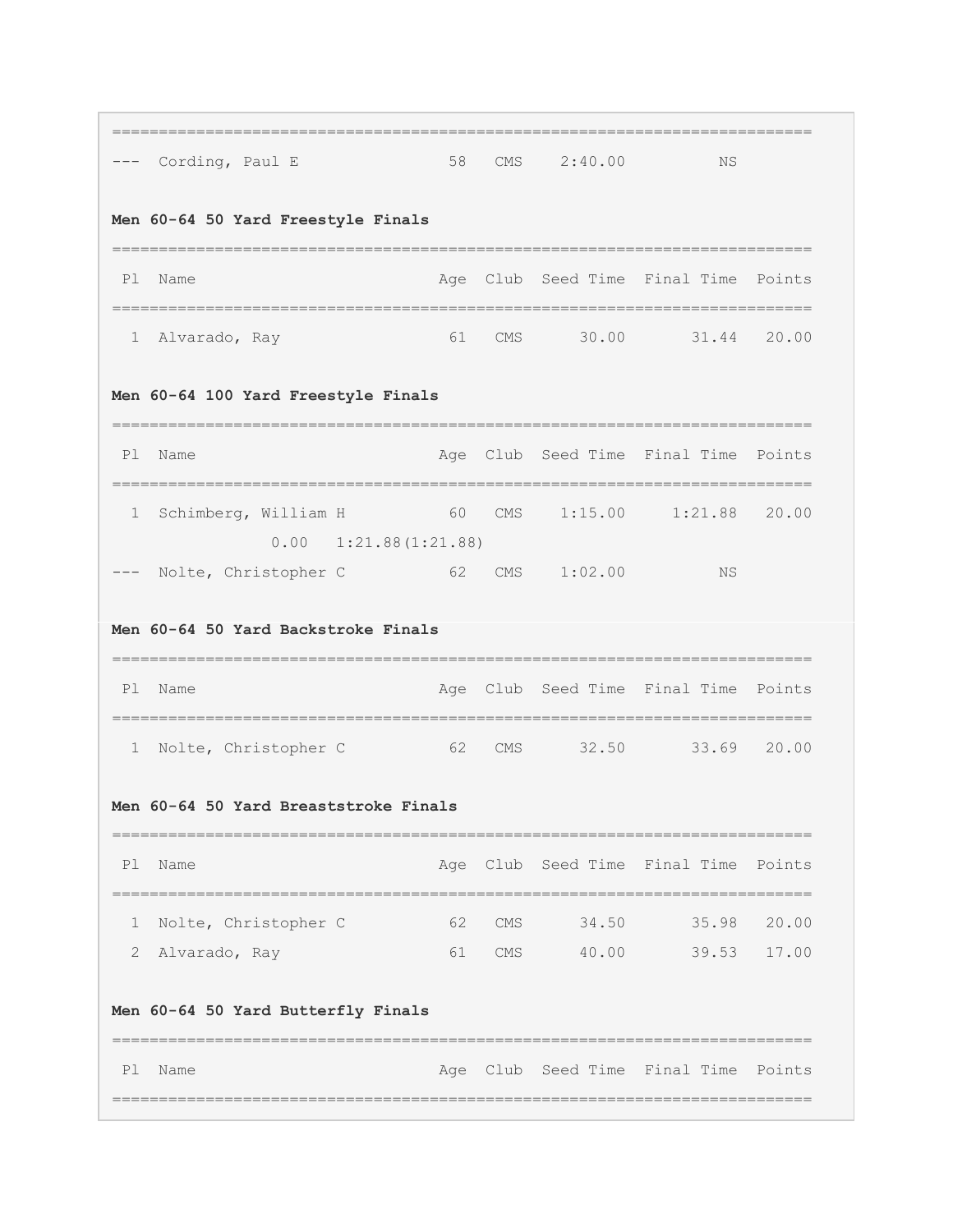| Pl | Name | Age | Club | Seed Time | Final Time | Points |
|---|---|---|---|---|---|---|
| --- | Cording, Paul E | 58 | CMS | 2:40.00 | NS | |

**Men 60-64 50 Yard Freestyle Finals**

| Pl | Name | Age | Club | Seed Time | Final Time | Points |
|---|---|---|---|---|---|---|
| 1 | Alvarado, Ray | 61 | CMS | 30.00 | 31.44 | 20.00 |

**Men 60-64 100 Yard Freestyle Finals**

| Pl | Name | Age | Club | Seed Time | Final Time | Points |
|---|---|---|---|---|---|---|
| 1 | Schimberg, William H | 60 | CMS | 1:15.00 | 1:21.88 | 20.00 |
| | 0.00 1:21.88(1:21.88) | | | | | |
| --- | Nolte, Christopher C | 62 | CMS | 1:02.00 | NS | |

**Men 60-64 50 Yard Backstroke Finals**

| Pl | Name | Age | Club | Seed Time | Final Time | Points |
|---|---|---|---|---|---|---|
| 1 | Nolte, Christopher C | 62 | CMS | 32.50 | 33.69 | 20.00 |

**Men 60-64 50 Yard Breaststroke Finals**

| Pl | Name | Age | Club | Seed Time | Final Time | Points |
|---|---|---|---|---|---|---|
| 1 | Nolte, Christopher C | 62 | CMS | 34.50 | 35.98 | 20.00 |
| 2 | Alvarado, Ray | 61 | CMS | 40.00 | 39.53 | 17.00 |

**Men 60-64 50 Yard Butterfly Finals**

| Pl | Name | Age | Club | Seed Time | Final Time | Points |
|---|---|---|---|---|---|---|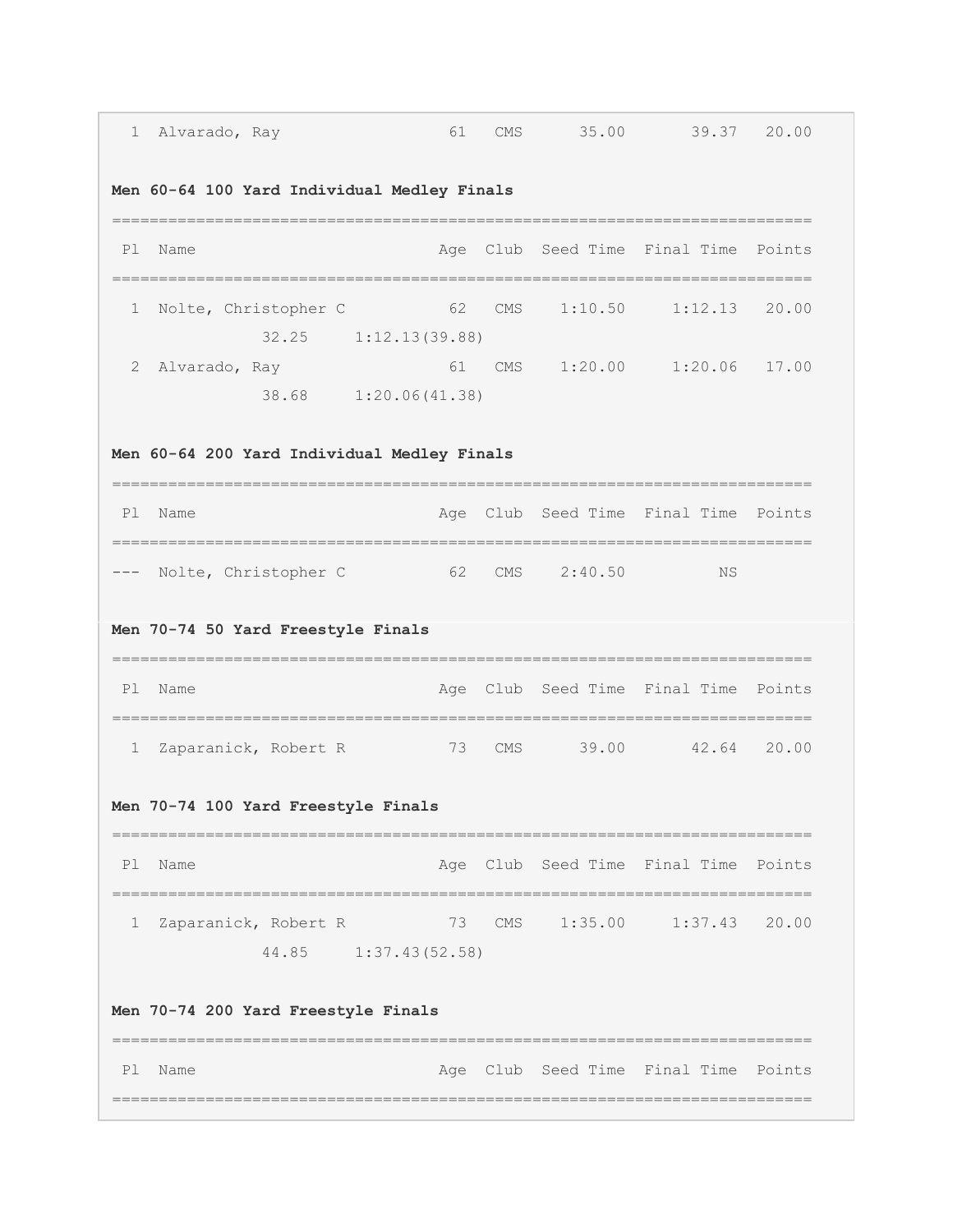| Pl | Name | Age | Club | Seed Time | Final Time | Points |
|---|---|---|---|---|---|---|
| 1 | Alvarado, Ray | 61 | CMS | 35.00 | 39.37 | 20.00 |

**Men 60-64 100 Yard Individual Medley Finals**

| Pl | Name | Age | Club | Seed Time | Final Time | Points |
|---|---|---|---|---|---|---|
| 1 | Nolte, Christopher C | 62 | CMS | 1:10.50 | 1:12.13 | 20.00 |
| | 32.25 1:12.13(39.88) | | | | | |
| 2 | Alvarado, Ray | 61 | CMS | 1:20.00 | 1:20.06 | 17.00 |
| | 38.68 1:20.06(41.38) | | | | | |

**Men 60-64 200 Yard Individual Medley Finals**

| Pl | Name | Age | Club | Seed Time | Final Time | Points |
|---|---|---|---|---|---|---|
| --- | Nolte, Christopher C | 62 | CMS | 2:40.50 | NS | |

**Men 70-74 50 Yard Freestyle Finals**

| Pl | Name | Age | Club | Seed Time | Final Time | Points |
|---|---|---|---|---|---|---|
| 1 | Zaparanick, Robert R | 73 | CMS | 39.00 | 42.64 | 20.00 |

**Men 70-74 100 Yard Freestyle Finals**

| Pl | Name | Age | Club | Seed Time | Final Time | Points |
|---|---|---|---|---|---|---|
| 1 | Zaparanick, Robert R | 73 | CMS | 1:35.00 | 1:37.43 | 20.00 |
| | 44.85 1:37.43(52.58) | | | | | |

**Men 70-74 200 Yard Freestyle Finals**

| Pl | Name | Age | Club | Seed Time | Final Time | Points |
|---|---|---|---|---|---|---|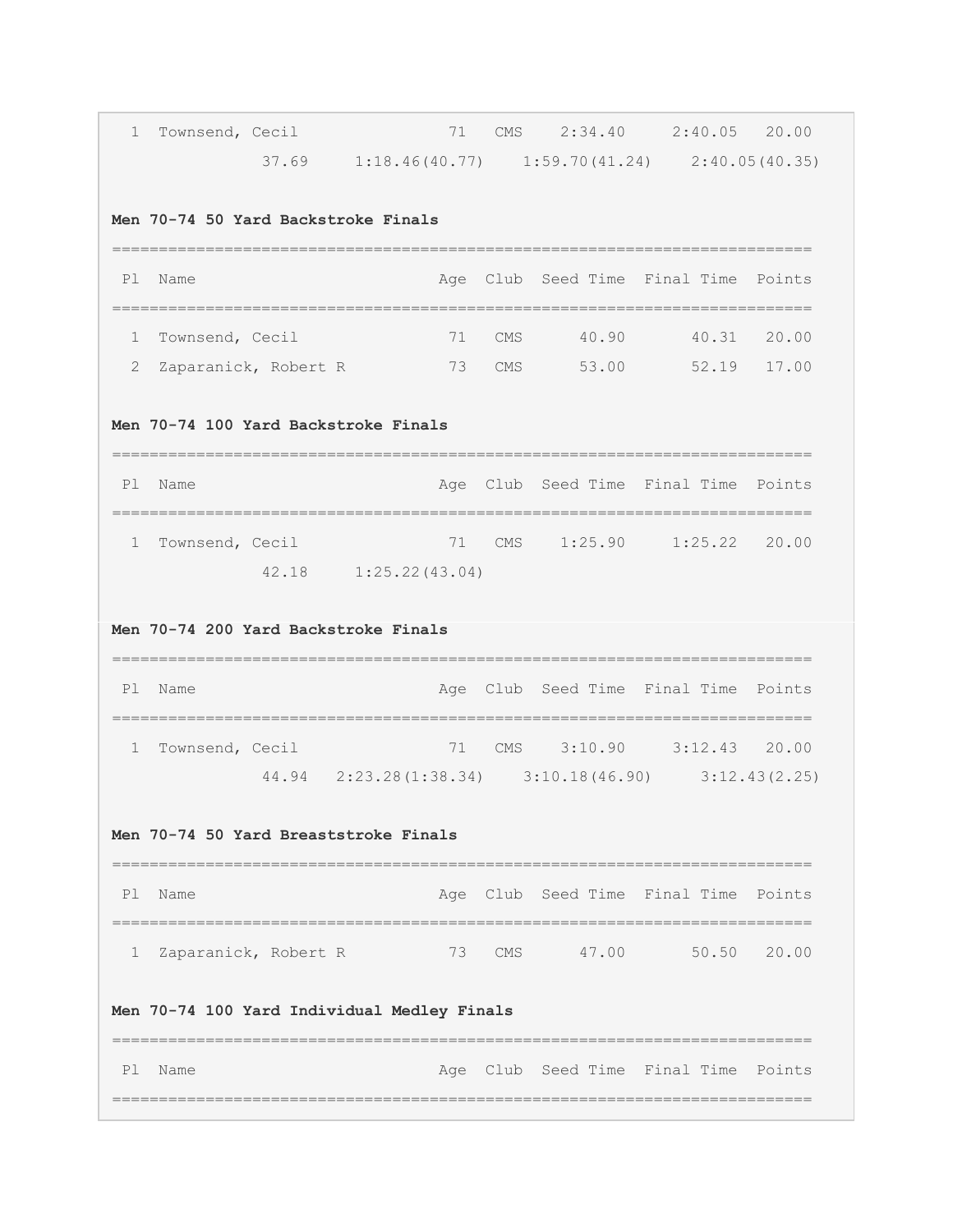```
  1  Townsend, Cecil              71   CMS    2:34.40     2:40.05   20.00
              37.69     1:18.46(40.77)    1:59.70(41.24)    2:40.05(40.35)
```

**Men 70-74 50 Yard Backstroke Finals**

```
===========================================================================
 Pl  Name                        Age  Club  Seed Time  Final Time  Points
===========================================================================
  1  Townsend, Cecil              71   CMS      40.90       40.31   20.00
  2  Zaparanick, Robert R         73   CMS      53.00       52.19   17.00
```

**Men 70-74 100 Yard Backstroke Finals**

```
===========================================================================
 Pl  Name                        Age  Club  Seed Time  Final Time  Points
===========================================================================
  1  Townsend, Cecil              71   CMS    1:25.90     1:25.22   20.00
              42.18     1:25.22(43.04)
```

**Men 70-74 200 Yard Backstroke Finals**

```
===========================================================================
 Pl  Name                        Age  Club  Seed Time  Final Time  Points
===========================================================================
  1  Townsend, Cecil              71   CMS    3:10.90     3:12.43   20.00
              44.94   2:23.28(1:38.34)    3:10.18(46.90)     3:12.43(2.25)
```

**Men 70-74 50 Yard Breaststroke Finals**

```
===========================================================================
 Pl  Name                        Age  Club  Seed Time  Final Time  Points
===========================================================================
  1  Zaparanick, Robert R         73   CMS      47.00       50.50   20.00
```

**Men 70-74 100 Yard Individual Medley Finals**

```
===========================================================================
 Pl  Name                        Age  Club  Seed Time  Final Time  Points
===========================================================================
```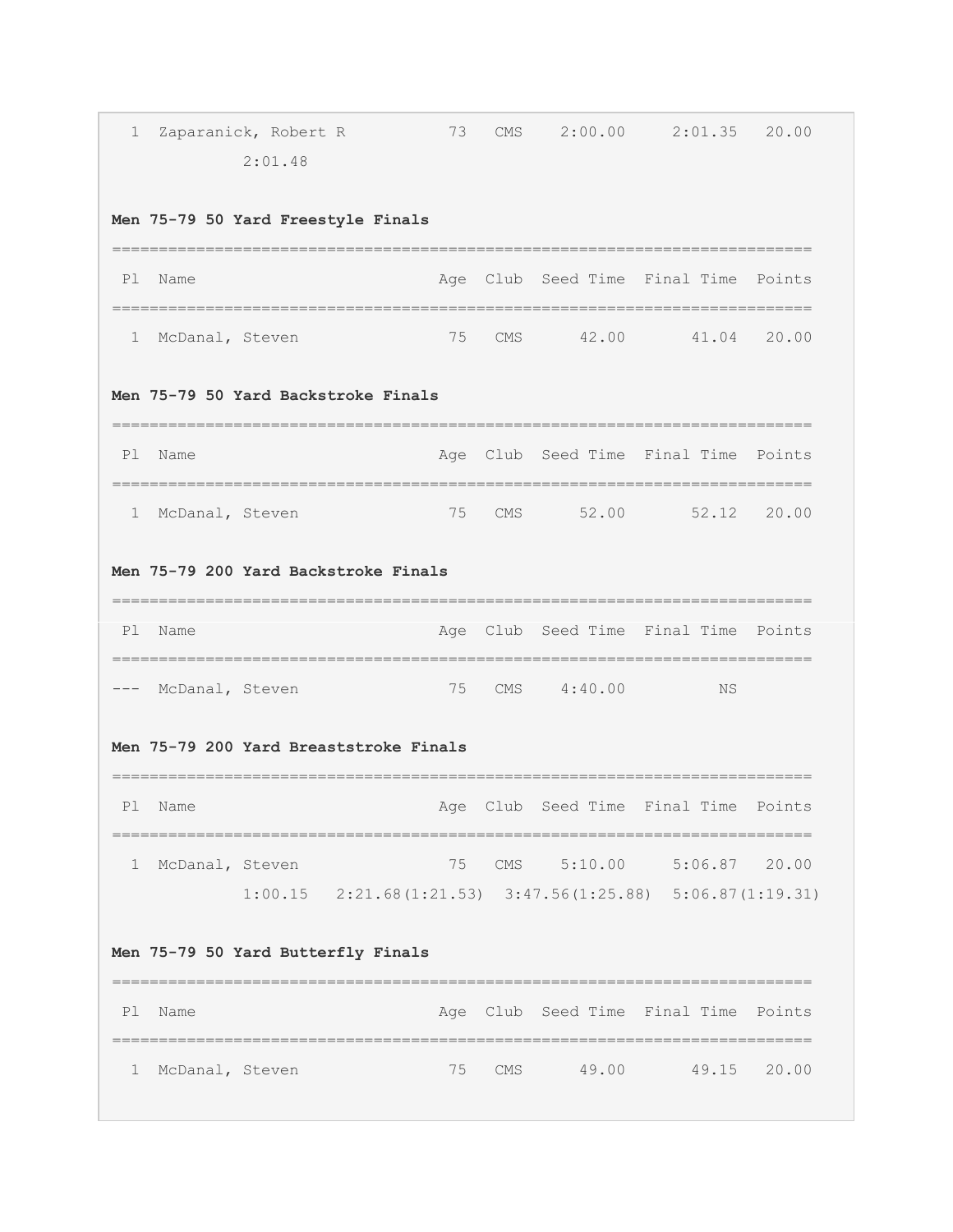| Pl | Name | Age | Club | Seed Time | Final Time | Points |
|---|---|---|---|---|---|---|
| 1 | Zaparanick, Robert R | 73 | CMS | 2:00.00 | 2:01.35 | 20.00 |
| | 2:01.48 | | | | | |

**Men 75-79 50 Yard Freestyle Finals**

| Pl | Name | Age | Club | Seed Time | Final Time | Points |
|---|---|---|---|---|---|---|
| 1 | McDanal, Steven | 75 | CMS | 42.00 | 41.04 | 20.00 |

**Men 75-79 50 Yard Backstroke Finals**

| Pl | Name | Age | Club | Seed Time | Final Time | Points |
|---|---|---|---|---|---|---|
| 1 | McDanal, Steven | 75 | CMS | 52.00 | 52.12 | 20.00 |

**Men 75-79 200 Yard Backstroke Finals**

| Pl | Name | Age | Club | Seed Time | Final Time | Points |
|---|---|---|---|---|---|---|
| --- | McDanal, Steven | 75 | CMS | 4:40.00 | NS | |

**Men 75-79 200 Yard Breaststroke Finals**

| Pl | Name | Age | Club | Seed Time | Final Time | Points |
|---|---|---|---|---|---|---|
| 1 | McDanal, Steven | 75 | CMS | 5:10.00 | 5:06.87 | 20.00 |
| | 1:00.15 2:21.68(1:21.53) 3:47.56(1:25.88) 5:06.87(1:19.31) | | | | | |

**Men 75-79 50 Yard Butterfly Finals**

| Pl | Name | Age | Club | Seed Time | Final Time | Points |
|---|---|---|---|---|---|---|
| 1 | McDanal, Steven | 75 | CMS | 49.00 | 49.15 | 20.00 |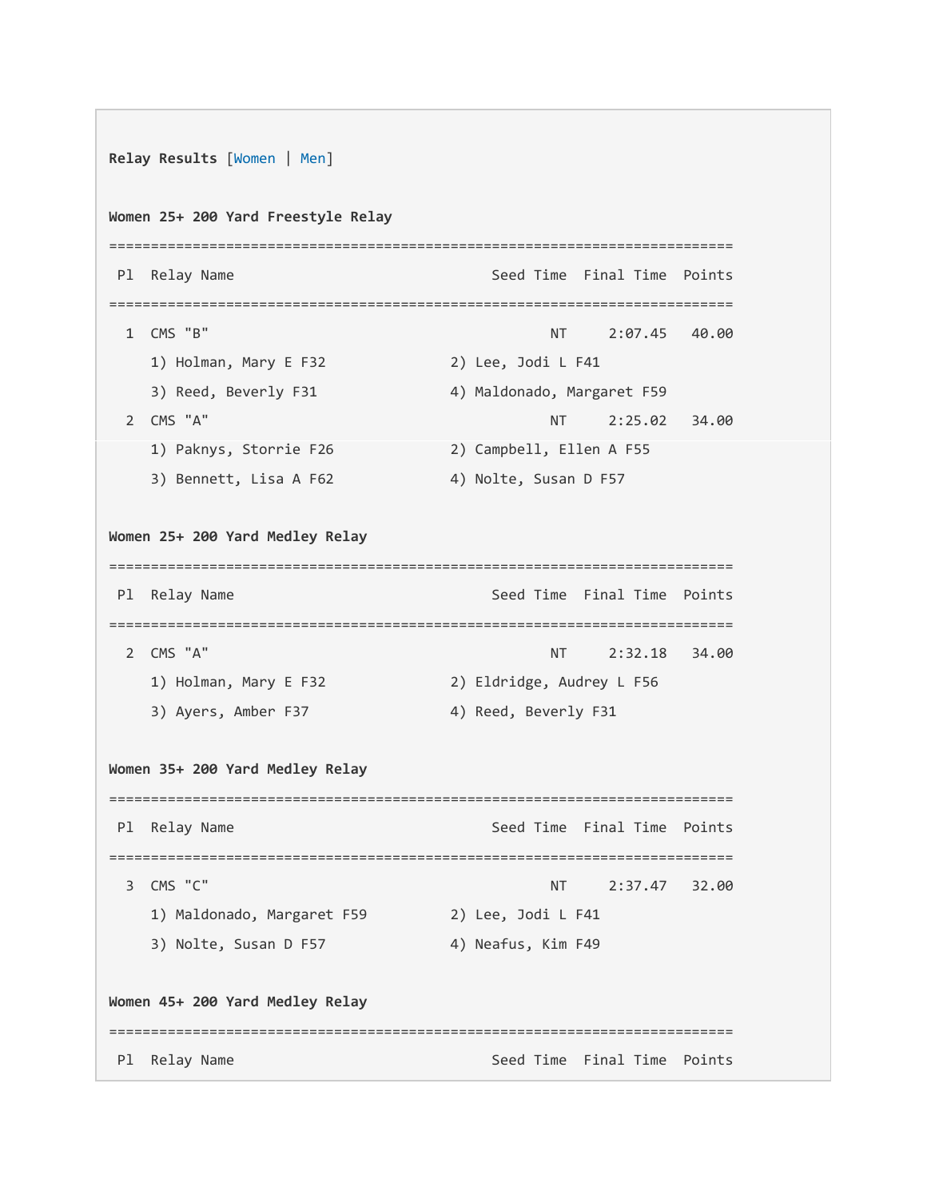**Relay Results** [Women | Men]

**Women 25+ 200 Yard Freestyle Relay**

```
===============================================================================
 Pl  Relay Name                             Seed Time  Final Time  Points
===============================================================================
  1  CMS "B"                                      NT     2:07.45   40.00
     1) Holman, Mary E F32              2) Lee, Jodi L F41
     3) Reed, Beverly F31               4) Maldonado, Margaret F59
  2  CMS "A"                                      NT     2:25.02   34.00
     1) Paknys, Storrie F26             2) Campbell, Ellen A F55
     3) Bennett, Lisa A F62             4) Nolte, Susan D F57
```

**Women 25+ 200 Yard Medley Relay**

```
===============================================================================
 Pl  Relay Name                             Seed Time  Final Time  Points
===============================================================================
  2  CMS "A"                                      NT     2:32.18   34.00
     1) Holman, Mary E F32              2) Eldridge, Audrey L F56
     3) Ayers, Amber F37                4) Reed, Beverly F31
```

**Women 35+ 200 Yard Medley Relay**

```
===============================================================================
 Pl  Relay Name                             Seed Time  Final Time  Points
===============================================================================
  3  CMS "C"                                      NT     2:37.47   32.00
     1) Maldonado, Margaret F59         2) Lee, Jodi L F41
     3) Nolte, Susan D F57              4) Neafus, Kim F49
```

**Women 45+ 200 Yard Medley Relay**

```
===============================================================================
 Pl  Relay Name                             Seed Time  Final Time  Points
```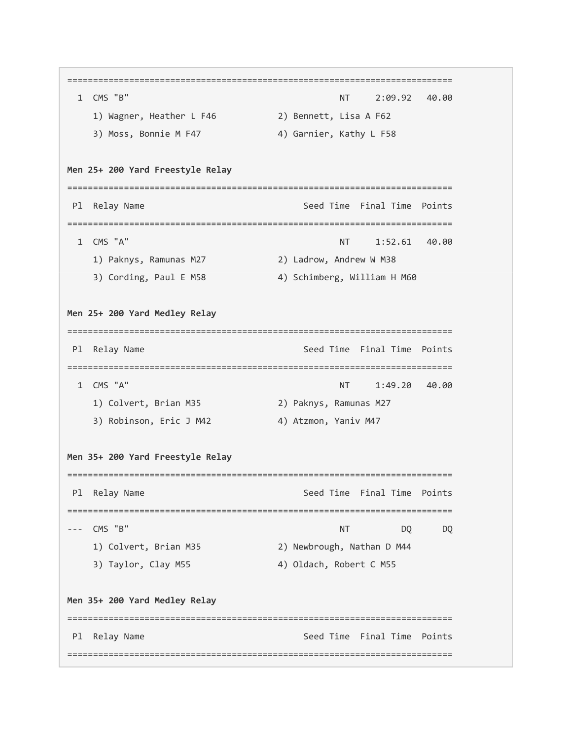```
=============================================================================
  1  CMS "B"                                         NT     2:09.92   40.00
     1) Wagner, Heather L F46           2) Bennett, Lisa A F62
     3) Moss, Bonnie M F47              4) Garnier, Kathy L F58
```

**Men 25+ 200 Yard Freestyle Relay**

```
=============================================================================
 Pl  Relay Name                               Seed Time  Final Time  Points
=============================================================================
  1  CMS "A"                                         NT     1:52.61   40.00
     1) Paknys, Ramunas M27             2) Ladrow, Andrew W M38
     3) Cording, Paul E M58             4) Schimberg, William H M60
```

**Men 25+ 200 Yard Medley Relay**

```
=============================================================================
 Pl  Relay Name                               Seed Time  Final Time  Points
=============================================================================
  1  CMS "A"                                         NT     1:49.20   40.00
     1) Colvert, Brian M35              2) Paknys, Ramunas M27
     3) Robinson, Eric J M42            4) Atzmon, Yaniv M47
```

**Men 35+ 200 Yard Freestyle Relay**

```
=============================================================================
 Pl  Relay Name                               Seed Time  Final Time  Points
=============================================================================
---  CMS "B"                                         NT          DQ      DQ
     1) Colvert, Brian M35              2) Newbrough, Nathan D M44
     3) Taylor, Clay M55                4) Oldach, Robert C M55
```

**Men 35+ 200 Yard Medley Relay**

```
=============================================================================
 Pl  Relay Name                               Seed Time  Final Time  Points
=============================================================================
```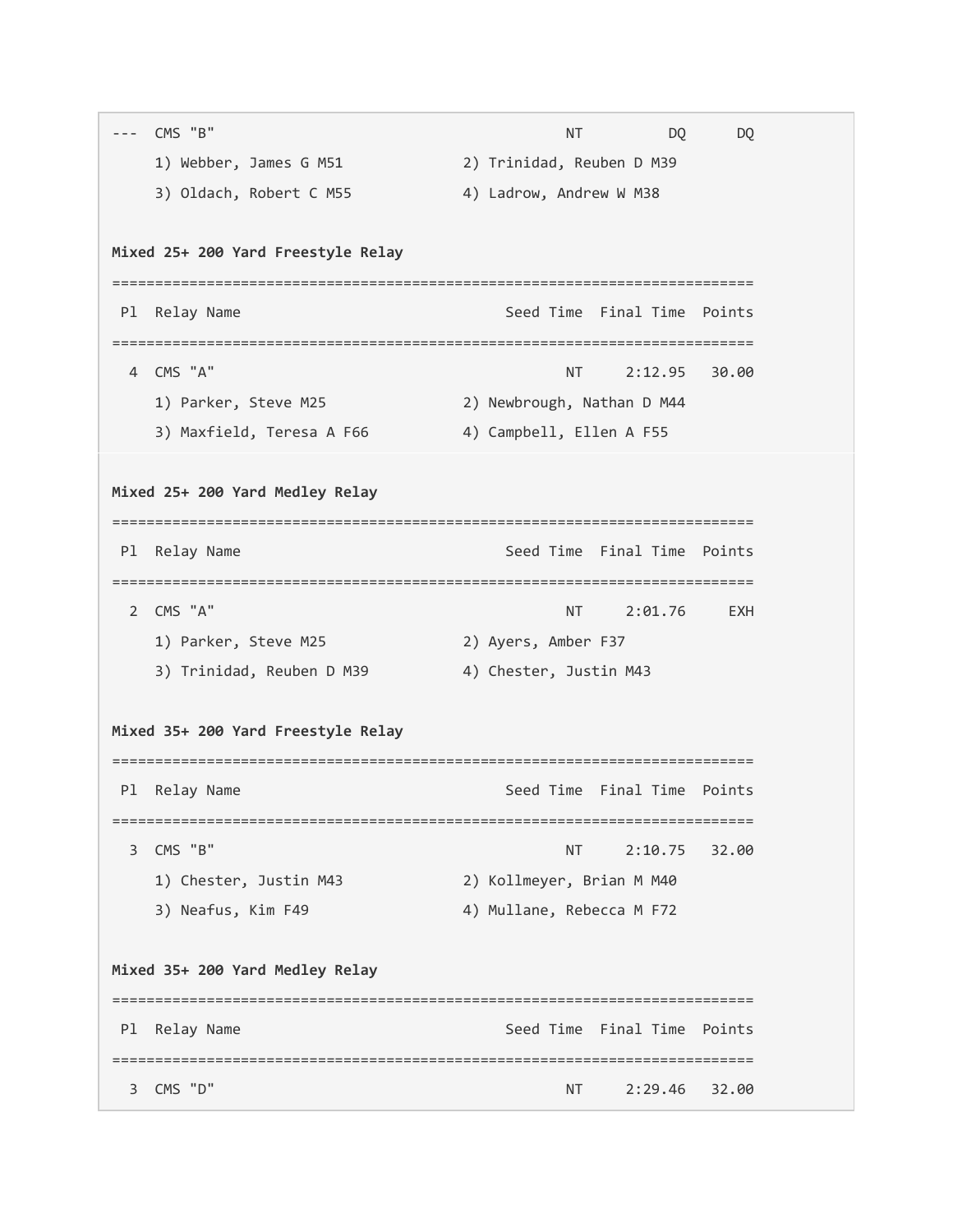```
---  CMS "B"                                       NT          DQ      DQ
     1) Webber, James G M51            2) Trinidad, Reuben D M39
     3) Oldach, Robert C M55           4) Ladrow, Andrew W M38
```

**Mixed 25+ 200 Yard Freestyle Relay**

```
===========================================================================
 Pl  Relay Name                           Seed Time  Final Time  Points
===========================================================================
  4  CMS "A"                                     NT     2:12.95   30.00
     1) Parker, Steve M25              2) Newbrough, Nathan D M44
     3) Maxfield, Teresa A F66         4) Campbell, Ellen A F55
```

**Mixed 25+ 200 Yard Medley Relay**

```
===========================================================================
 Pl  Relay Name                           Seed Time  Final Time  Points
===========================================================================
  2  CMS "A"                                     NT     2:01.76     EXH
     1) Parker, Steve M25              2) Ayers, Amber F37
     3) Trinidad, Reuben D M39         4) Chester, Justin M43
```

**Mixed 35+ 200 Yard Freestyle Relay**

```
===========================================================================
 Pl  Relay Name                           Seed Time  Final Time  Points
===========================================================================
  3  CMS "B"                                     NT     2:10.75   32.00
     1) Chester, Justin M43            2) Kollmeyer, Brian M M40
     3) Neafus, Kim F49                4) Mullane, Rebecca M F72
```

**Mixed 35+ 200 Yard Medley Relay**

```
===========================================================================
 Pl  Relay Name                           Seed Time  Final Time  Points
===========================================================================
  3  CMS "D"                                     NT     2:29.46   32.00
```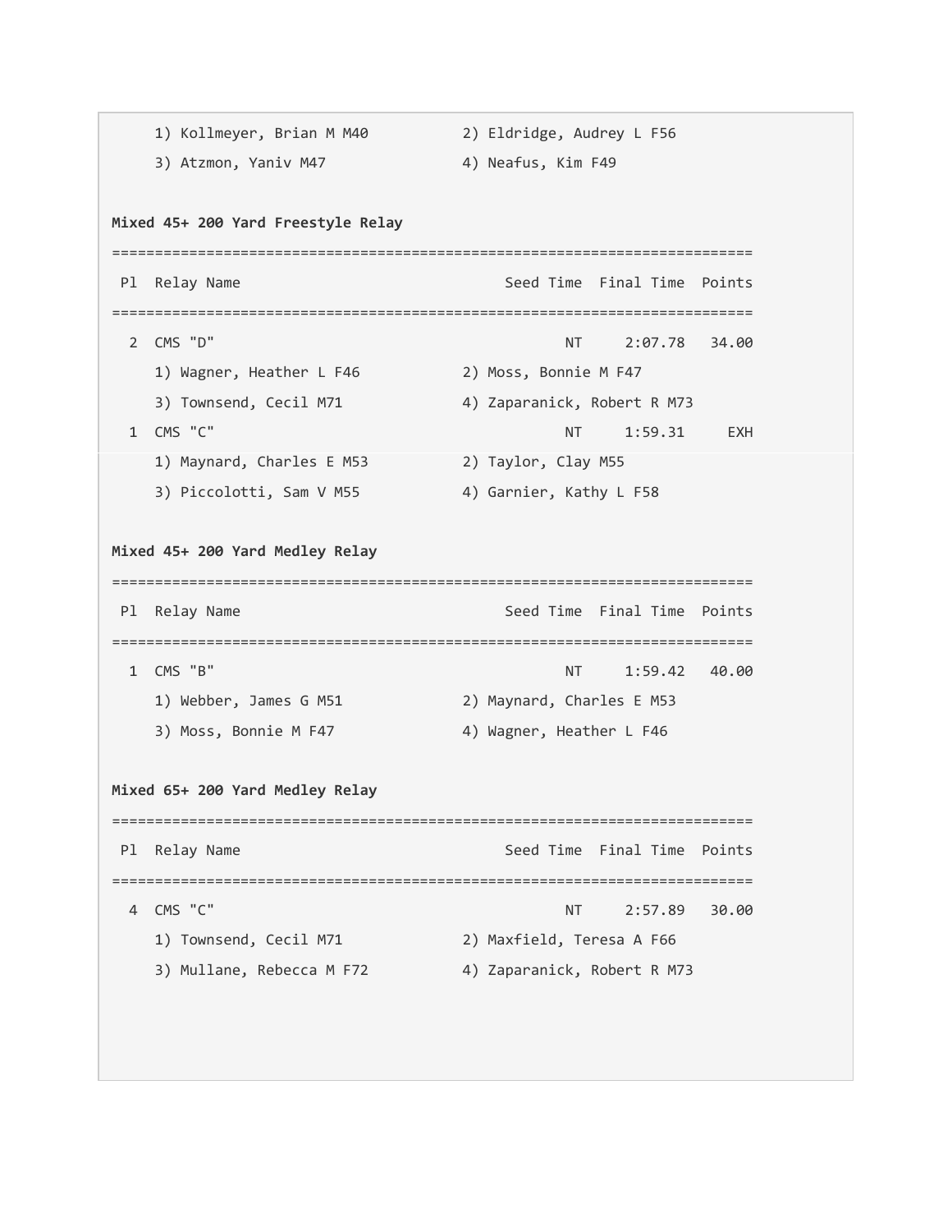```
    1) Kollmeyer, Brian M M40          2) Eldridge, Audrey L F56
    3) Atzmon, Yaniv M47               4) Neafus, Kim F49
```

**Mixed 45+ 200 Yard Freestyle Relay**

```
===========================================================================
 Pl  Relay Name                        Seed Time  Final Time  Points
===========================================================================
  2  CMS "D"                                  NT     2:07.78   34.00
    1) Wagner, Heather L F46           2) Moss, Bonnie M F47
    3) Townsend, Cecil M71             4) Zaparanick, Robert R M73
  1  CMS "C"                                  NT     1:59.31     EXH
    1) Maynard, Charles E M53          2) Taylor, Clay M55
    3) Piccolotti, Sam V M55           4) Garnier, Kathy L F58
```

**Mixed 45+ 200 Yard Medley Relay**

```
===========================================================================
 Pl  Relay Name                        Seed Time  Final Time  Points
===========================================================================
  1  CMS "B"                                  NT     1:59.42   40.00
    1) Webber, James G M51             2) Maynard, Charles E M53
    3) Moss, Bonnie M F47              4) Wagner, Heather L F46
```

**Mixed 65+ 200 Yard Medley Relay**

```
===========================================================================
 Pl  Relay Name                        Seed Time  Final Time  Points
===========================================================================
  4  CMS "C"                                  NT     2:57.89   30.00
    1) Townsend, Cecil M71             2) Maxfield, Teresa A F66
    3) Mullane, Rebecca M F72          4) Zaparanick, Robert R M73
```